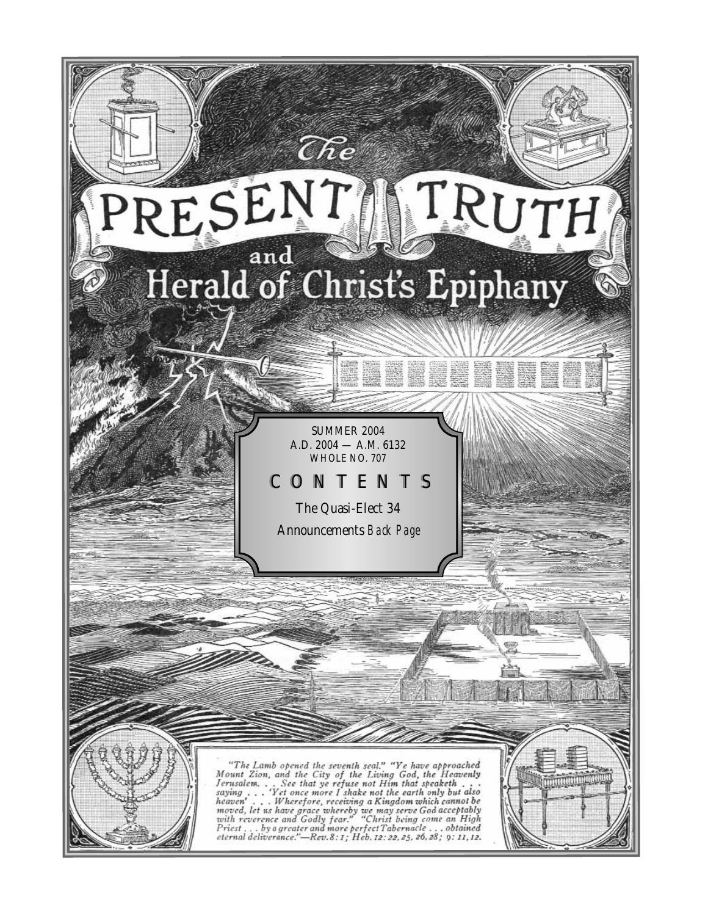# The PRESENT TRUTH and Herald of Christ's Epiphany

SUMMER 2004
A.D. 2004 — A.M. 6132
WHOLE NO. 707

## CONTENTS

The Quasi-Elect 34

Announcements *Back Page*

*"The Lamb opened the seventh seal." "Ye have approached Mount Zion, and the City of the Living God, the Heavenly Jerusalem. . . See that ye refuse not Him that speaketh . . . saying . . . 'Yet once more I shake not the earth only but also heaven' . . . Wherefore, receiving a Kingdom which cannot be moved, let us have grace whereby we may serve God acceptably with reverence and Godly fear." "Christ being come an High Priest . . . by a greater and more perfect Tabernacle . . . obtained eternal deliverance."—Rev. 8: 1; Heb. 12: 22, 25, 26, 28; 9: 11, 12.*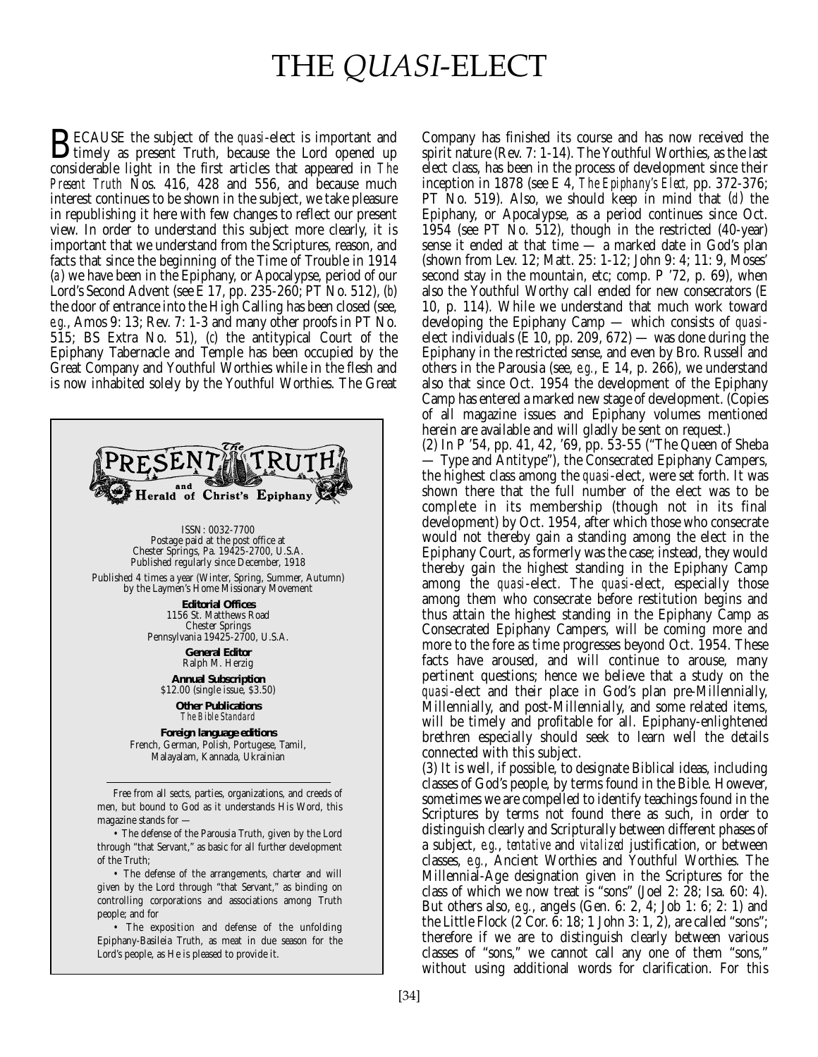# THE *QUASI*-ELECT

BECAUSE the subject of the *quasi*-elect is important and timely as present Truth, because the Lord opened up considerable light in the first articles that appeared in *The Present Truth* Nos. 416, 428 and 556, and because much interest continues to be shown in the subject, we take pleasure in republishing it here with few changes to reflect our present view. In order to understand this subject more clearly, it is important that we understand from the Scriptures, reason, and facts that since the beginning of the Time of Trouble in 1914 (*a*) we have been in the Epiphany, or Apocalypse, period of our Lord's Second Advent (see E 17, pp. 235-260; PT No. 512), (*b*) the door of entrance into the High Calling has been closed (see, *e.g.*, Amos 9: 13; Rev. 7: 1-3 and many other proofs in PT No. 515; BS Extra No. 51), (*c*) the antitypical Court of the Epiphany Tabernacle and Temple has been occupied by the Great Company and Youthful Worthies while in the flesh and is now inhabited solely by the Youthful Worthies. The Great Company has finished its course and has now received the spirit nature (Rev. 7: 1-14). The Youthful Worthies, as the last elect class, has been in the process of development since their inception in 1878 (see E 4, *The Epiphany's Elect,* pp. 372-376; PT No. 519). Also, we should keep in mind that (*d*) the Epiphany, or Apocalypse, as a period continues since Oct. 1954 (see PT No. 512), though in the restricted (40-year) sense it ended at that time — a marked date in God's plan (shown from Lev. 12; Matt. 25: 1-12; John 9: 4; 11: 9, Moses' second stay in the mountain, etc; comp. P '72, p. 69), when also the Youthful Worthy call ended for new consecrators (E 10, p. 114). While we understand that much work toward developing the Epiphany Camp — which consists of *quasi*-elect individuals (E 10, pp. 209, 672) — was done during the Epiphany in the restricted sense, and even by Bro. Russell and others in the Parousia (see, *e.g.*, E 14, p. 266), we understand also that since Oct. 1954 the development of the Epiphany Camp has entered a marked new stage of development. (Copies of all magazine issues and Epiphany volumes mentioned herein are available and will gladly be sent on request.)

(2) In P '54, pp. 41, 42, '69, pp. 53-55 ("The Queen of Sheba — Type and Antitype"), the Consecrated Epiphany Campers, the highest class among the *quasi*-elect, were set forth. It was shown there that the full number of the elect was to be complete in its membership (though not in its final development) by Oct. 1954, after which those who consecrate would not thereby gain a standing among the elect in the Epiphany Court, as formerly was the case; instead, they would thereby gain the highest standing in the Epiphany Camp among the *quasi*-elect. The *quasi*-elect, especially those among them who consecrate before restitution begins and thus attain the highest standing in the Epiphany Camp as Consecrated Epiphany Campers, will be coming more and more to the fore as time progresses beyond Oct. 1954. These facts have aroused, and will continue to arouse, many pertinent questions; hence we believe that a study on the *quasi*-elect and their place in God's plan pre-Millennially, Millennially, and post-Millennially, and some related items, will be timely and profitable for all. Epiphany-enlightened brethren especially should seek to learn well the details connected with this subject.

(3) It is well, if possible, to designate Biblical ideas, including classes of God's people, by terms found in the Bible. However, sometimes we are compelled to identify teachings found in the Scriptures by terms not found there as such, in order to distinguish clearly and Scripturally between different phases of a subject, *e.g.*, *tentative* and *vitalized* justification, or between classes, *e.g.*, Ancient Worthies and Youthful Worthies. The Millennial-Age designation given in the Scriptures for the class of which we now treat is "sons" (Joel 2: 28; Isa. 60: 4). But others also, *e.g.*, angels (Gen. 6: 2, 4; Job 1: 6; 2: 1) and the Little Flock (2 Cor. 6: 18; 1 John 3: 1, 2), are called "sons"; therefore if we are to distinguish clearly between various classes of "sons," we cannot call any one of them "sons," without using additional words for clarification. For this

---

**The PRESENT TRUTH and Herald of Christ's Epiphany**

ISSN: 0032-7700
Postage paid at the post office at
Chester Springs, Pa. 19425-2700, U.S.A.
Published regularly since December, 1918

Published 4 times a year (Winter, Spring, Summer, Autumn)
by the Laymen's Home Missionary Movement

**Editorial Offices**
1156 St. Matthews Road
Chester Springs
Pennsylvania 19425-2700, U.S.A.

**General Editor**
Ralph M. Herzig

**Annual Subscription**
$12.00 (single issue, $3.50)

**Other Publications**
*The Bible Standard*

**Foreign language editions**
French, German, Polish, Portugese, Tamil,
Malayalam, Kannada, Ukrainian

Free from all sects, parties, organizations, and creeds of men, but bound to God as it understands His Word, this magazine stands for —

• The defense of the Parousia Truth, given by the Lord through "that Servant," as basic for all further development of the Truth;

• The defense of the arrangements, charter and will given by the Lord through "that Servant," as binding on controlling corporations and associations among Truth people; and for

• The exposition and defense of the unfolding Epiphany-Basileia Truth, as meat in due season for the Lord's people, as He is pleased to provide it.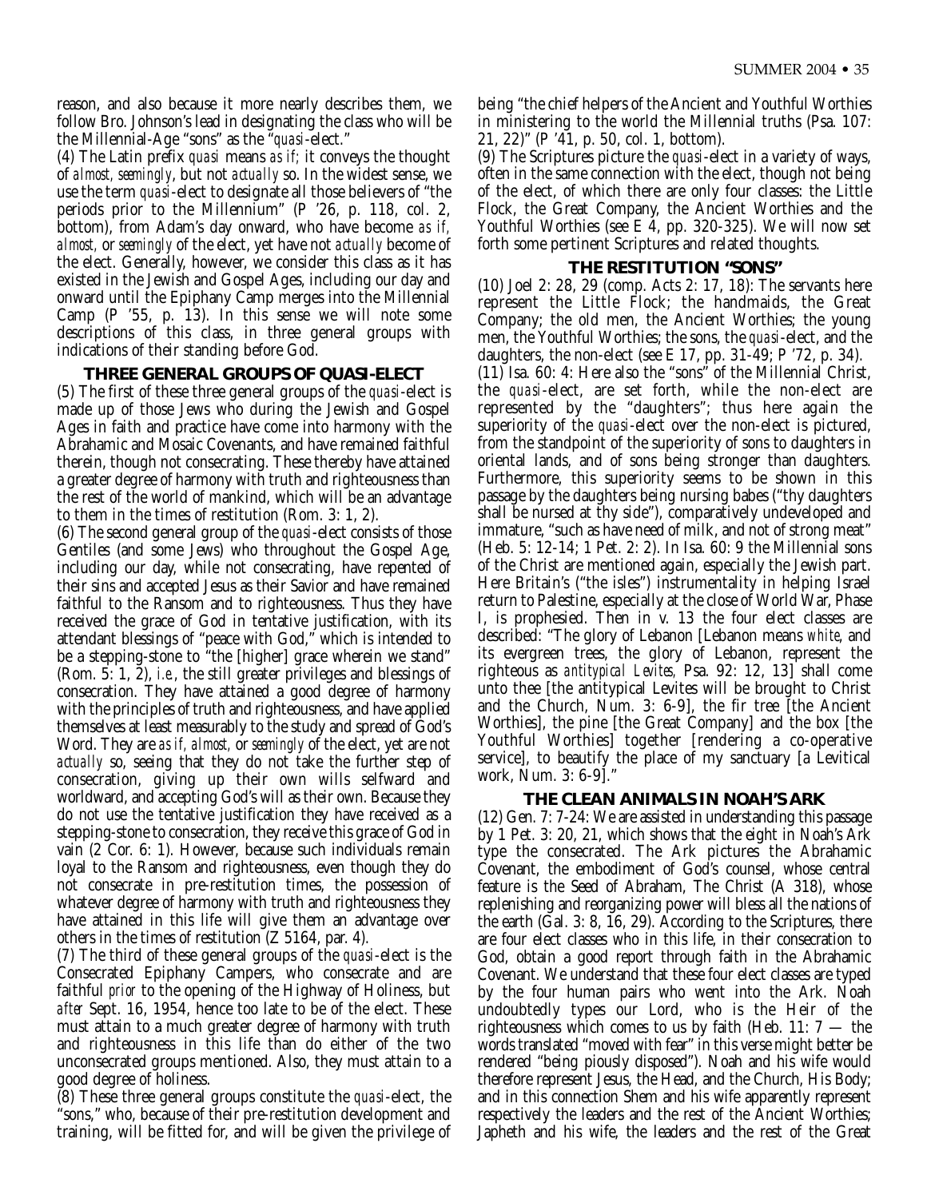reason, and also because it more nearly describes them, we follow Bro. Johnson's lead in designating the class who will be the Millennial-Age "sons" as the "*quasi*-elect."

(4) The Latin prefix *quasi* means *as if;* it conveys the thought of *almost, seemingly*, but not *actually* so. In the widest sense, we use the term *quasi*-elect to designate all those believers of "the periods prior to the Millennium" (P '26, p. 118, col. 2, bottom), from Adam's day onward, who have become *as if, almost,* or *seemingly* of the elect, yet have not *actually* become of the elect. Generally, however, we consider this class as it has existed in the Jewish and Gospel Ages, including our day and onward until the Epiphany Camp merges into the Millennial Camp (P '55, p. 13). In this sense we will note some descriptions of this class, in three general groups with indications of their standing before God.

### THREE GENERAL GROUPS OF QUASI-ELECT

(5) The first of these three general groups of the *quasi*-elect is made up of those Jews who during the Jewish and Gospel Ages in faith and practice have come into harmony with the Abrahamic and Mosaic Covenants, and have remained faithful therein, though not consecrating. These thereby have attained a greater degree of harmony with truth and righteousness than the rest of the world of mankind, which will be an advantage to them in the times of restitution (Rom. 3: 1, 2).

(6) The second general group of the *quasi*-elect consists of those Gentiles (and some Jews) who throughout the Gospel Age, including our day, while not consecrating, have repented of their sins and accepted Jesus as their Savior and have remained faithful to the Ransom and to righteousness. Thus they have received the grace of God in tentative justification, with its attendant blessings of "peace with God," which is intended to be a stepping-stone to "the [higher] grace wherein we stand" (Rom. 5: 1, 2), *i.e.*, the still greater privileges and blessings of consecration. They have attained a good degree of harmony with the principles of truth and righteousness, and have applied themselves at least measurably to the study and spread of God's Word. They are *as if, almost,* or *seemingly* of the elect, yet are not *actually* so, seeing that they do not take the further step of consecration, giving up their own wills selfward and worldward, and accepting God's will as their own. Because they do not use the tentative justification they have received as a stepping-stone to consecration, they receive this grace of God in vain (2 Cor. 6: 1). However, because such individuals remain loyal to the Ransom and righteousness, even though they do not consecrate in pre-restitution times, the possession of whatever degree of harmony with truth and righteousness they have attained in this life will give them an advantage over others in the times of restitution (Z 5164, par. 4).

(7) The third of these general groups of the *quasi*-elect is the Consecrated Epiphany Campers, who consecrate and are faithful *prior* to the opening of the Highway of Holiness, but *after* Sept. 16, 1954, hence too late to be of the elect. These must attain to a much greater degree of harmony with truth and righteousness in this life than do either of the two unconsecrated groups mentioned. Also, they must attain to a good degree of holiness.

(8) These three general groups constitute the *quasi*-elect, the "sons," who, because of their pre-restitution development and training, will be fitted for, and will be given the privilege of being "the chief helpers of the Ancient and Youthful Worthies in ministering to the world the Millennial truths (Psa. 107: 21, 22)" (P '41, p. 50, col. 1, bottom).

(9) The Scriptures picture the *quasi*-elect in a variety of ways, often in the same connection with the elect, though not being of the elect, of which there are only four classes: the Little Flock, the Great Company, the Ancient Worthies and the Youthful Worthies (see E 4, pp. 320-325). We will now set forth some pertinent Scriptures and related thoughts.

### THE RESTITUTION "SONS"

(10) Joel 2: 28, 29 (comp. Acts 2: 17, 18): The servants here represent the Little Flock; the handmaids, the Great Company; the old men, the Ancient Worthies; the young men, the Youthful Worthies; the sons, the *quasi*-elect, and the daughters, the non-elect (see E 17, pp. 31-49; P '72, p. 34).

(11) Isa. 60: 4: Here also the "sons" of the Millennial Christ, the *quasi*-elect, are set forth, while the non-elect are represented by the "daughters"; thus here again the superiority of the *quasi*-elect over the non-elect is pictured, from the standpoint of the superiority of sons to daughters in oriental lands, and of sons being stronger than daughters. Furthermore, this superiority seems to be shown in this passage by the daughters being nursing babes ("thy daughters shall be nursed at thy side"), comparatively undeveloped and immature, "such as have need of milk, and not of strong meat" (Heb. 5: 12-14; 1 Pet. 2: 2). In Isa. 60: 9 the Millennial sons of the Christ are mentioned again, especially the Jewish part. Here Britain's ("the isles") instrumentality in helping Israel return to Palestine, especially at the close of World War, Phase I, is prophesied. Then in v. 13 the four elect classes are described: "The glory of Lebanon [Lebanon means *white*, and its evergreen trees, the glory of Lebanon, represent the righteous as *antitypical Levites,* Psa. 92: 12, 13] shall come unto thee [the antitypical Levites will be brought to Christ and the Church, Num. 3: 6-9], the fir tree [the Ancient Worthies], the pine [the Great Company] and the box [the Youthful Worthies] together [rendering a co-operative service], to beautify the place of my sanctuary [a Levitical work, Num. 3: 6-9]."

### THE CLEAN ANIMALS IN NOAH'S ARK

(12) Gen. 7: 7-24: We are assisted in understanding this passage by 1 Pet. 3: 20, 21, which shows that the eight in Noah's Ark type the consecrated. The Ark pictures the Abrahamic Covenant, the embodiment of God's counsel, whose central feature is the Seed of Abraham, The Christ (A 318), whose replenishing and reorganizing power will bless all the nations of the earth (Gal. 3: 8, 16, 29). According to the Scriptures, there are four elect classes who in this life, in their consecration to God, obtain a good report through faith in the Abrahamic Covenant. We understand that these four elect classes are typed by the four human pairs who went into the Ark. Noah undoubtedly types our Lord, who is the Heir of the righteousness which comes to us by faith (Heb. 11: 7 — the words translated "moved with fear" in this verse might better be rendered "being piously disposed"). Noah and his wife would therefore represent Jesus, the Head, and the Church, His Body; and in this connection Shem and his wife apparently represent respectively the leaders and the rest of the Ancient Worthies; Japheth and his wife, the leaders and the rest of the Great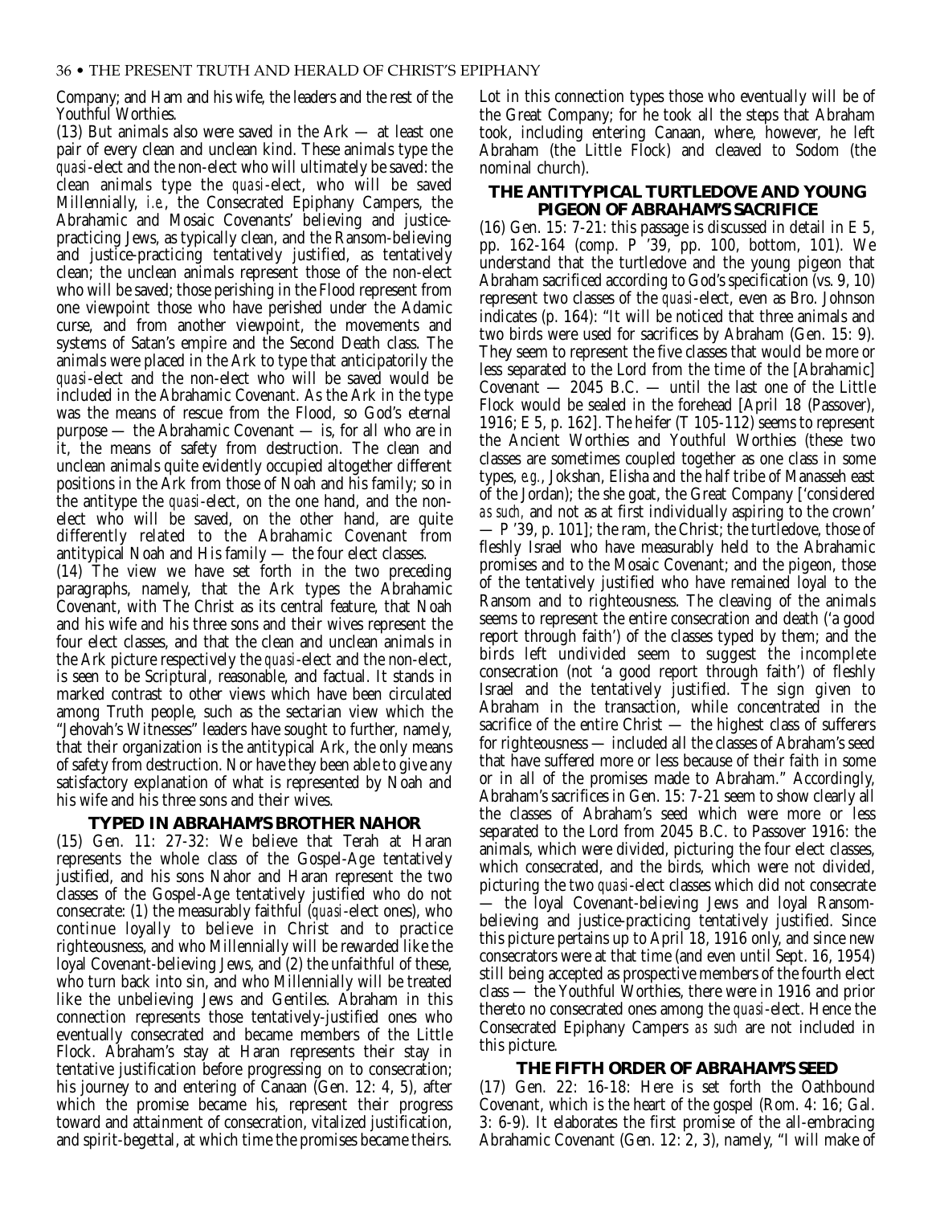Company; and Ham and his wife, the leaders and the rest of the Youthful Worthies.

(13) But animals also were saved in the Ark — at least one pair of every clean and unclean kind. These animals type the *quasi*-elect and the non-elect who will ultimately be saved: the clean animals type the *quasi*-elect, who will be saved Millennially, *i.e.*, the Consecrated Epiphany Campers, the Abrahamic and Mosaic Covenants' believing and justice-practicing Jews, as typically clean, and the Ransom-believing and justice-practicing tentatively justified, as tentatively clean; the unclean animals represent those of the non-elect who will be saved; those perishing in the Flood represent from one viewpoint those who have perished under the Adamic curse, and from another viewpoint, the movements and systems of Satan's empire and the Second Death class. The animals were placed in the Ark to type that anticipatorily the *quasi*-elect and the non-elect who will be saved would be included in the Abrahamic Covenant. As the Ark in the type was the means of rescue from the Flood, so God's eternal purpose — the Abrahamic Covenant — is, for all who are in it, the means of safety from destruction. The clean and unclean animals quite evidently occupied altogether different positions in the Ark from those of Noah and his family; so in the antitype the *quasi*-elect, on the one hand, and the non-elect who will be saved, on the other hand, are quite differently related to the Abrahamic Covenant from antitypical Noah and His family — the four elect classes.

(14) The view we have set forth in the two preceding paragraphs, namely, that the Ark types the Abrahamic Covenant, with The Christ as its central feature, that Noah and his wife and his three sons and their wives represent the four elect classes, and that the clean and unclean animals in the Ark picture respectively the *quasi*-elect and the non-elect, is seen to be Scriptural, reasonable, and factual. It stands in marked contrast to other views which have been circulated among Truth people, such as the sectarian view which the "Jehovah's Witnesses" leaders have sought to further, namely, that their organization is the antitypical Ark, the only means of safety from destruction. Nor have they been able to give any satisfactory explanation of what is represented by Noah and his wife and his three sons and their wives.

## TYPED IN ABRAHAM'S BROTHER NAHOR

(15) Gen. 11: 27-32: We believe that Terah at Haran represents the whole class of the Gospel-Age tentatively justified, and his sons Nahor and Haran represent the two classes of the Gospel-Age tentatively justified who do not consecrate: (1) the measurably faithful (*quasi*-elect ones), who continue loyally to believe in Christ and to practice righteousness, and who Millennially will be rewarded like the loyal Covenant-believing Jews, and (2) the unfaithful of these, who turn back into sin, and who Millennially will be treated like the unbelieving Jews and Gentiles. Abraham in this connection represents those tentatively-justified ones who eventually consecrated and became members of the Little Flock. Abraham's stay at Haran represents their stay in tentative justification before progressing on to consecration; his journey to and entering of Canaan (Gen. 12: 4, 5), after which the promise became his, represent their progress toward and attainment of consecration, vitalized justification, and spirit-begettal, at which time the promises became theirs. Lot in this connection types those who eventually will be of the Great Company; for he took all the steps that Abraham took, including entering Canaan, where, however, he left Abraham (the Little Flock) and cleaved to Sodom (the nominal church).

## THE ANTITYPICAL TURTLEDOVE AND YOUNG PIGEON OF ABRAHAM'S SACRIFICE

(16) Gen. 15: 7-21: this passage is discussed in detail in E 5, pp. 162-164 (comp. P '39, pp. 100, bottom, 101). We understand that the turtledove and the young pigeon that Abraham sacrificed according to God's specification (vs. 9, 10) represent two classes of the *quasi*-elect, even as Bro. Johnson indicates (p. 164): "It will be noticed that three animals and two birds were used for sacrifices by Abraham (Gen. 15: 9). They seem to represent the five classes that would be more or less separated to the Lord from the time of the [Abrahamic] Covenant — 2045 B.C. — until the last one of the Little Flock would be sealed in the forehead [April 18 (Passover), 1916; E 5, p. 162]. The heifer (T 105-112) seems to represent the Ancient Worthies and Youthful Worthies (these two classes are sometimes coupled together as one class in some types, *e.g.*, Jokshan, Elisha and the half tribe of Manasseh east of the Jordan); the she goat, the Great Company ['considered *as such*, and not as at first individually aspiring to the crown' — P '39, p. 101]; the ram, the Christ; the turtledove, those of fleshly Israel who have measurably held to the Abrahamic promises and to the Mosaic Covenant; and the pigeon, those of the tentatively justified who have remained loyal to the Ransom and to righteousness. The cleaving of the animals seems to represent the entire consecration and death ('a good report through faith') of the classes typed by them; and the birds left undivided seem to suggest the incomplete consecration (not 'a good report through faith') of fleshly Israel and the tentatively justified. The sign given to Abraham in the transaction, while concentrated in the sacrifice of the entire Christ — the highest class of sufferers for righteousness — included all the classes of Abraham's seed that have suffered more or less because of their faith in some or in all of the promises made to Abraham." Accordingly, Abraham's sacrifices in Gen. 15: 7-21 seem to show clearly all the classes of Abraham's seed which were more or less separated to the Lord from 2045 B.C. to Passover 1916: the animals, which were divided, picturing the four elect classes, which consecrated, and the birds, which were not divided, picturing the two *quasi*-elect classes which did not consecrate — the loyal Covenant-believing Jews and loyal Ransom-believing and justice-practicing tentatively justified. Since this picture pertains up to April 18, 1916 only, and since new consecrators were at that time (and even until Sept. 16, 1954) still being accepted as prospective members of the fourth elect class — the Youthful Worthies, there were in 1916 and prior thereto no consecrated ones among the *quasi*-elect. Hence the Consecrated Epiphany Campers *as such* are not included in this picture.

## THE FIFTH ORDER OF ABRAHAM'S SEED

(17) Gen. 22: 16-18: Here is set forth the Oathbound Covenant, which is the heart of the gospel (Rom. 4: 16; Gal. 3: 6-9). It elaborates the first promise of the all-embracing Abrahamic Covenant (Gen. 12: 2, 3), namely, "I will make of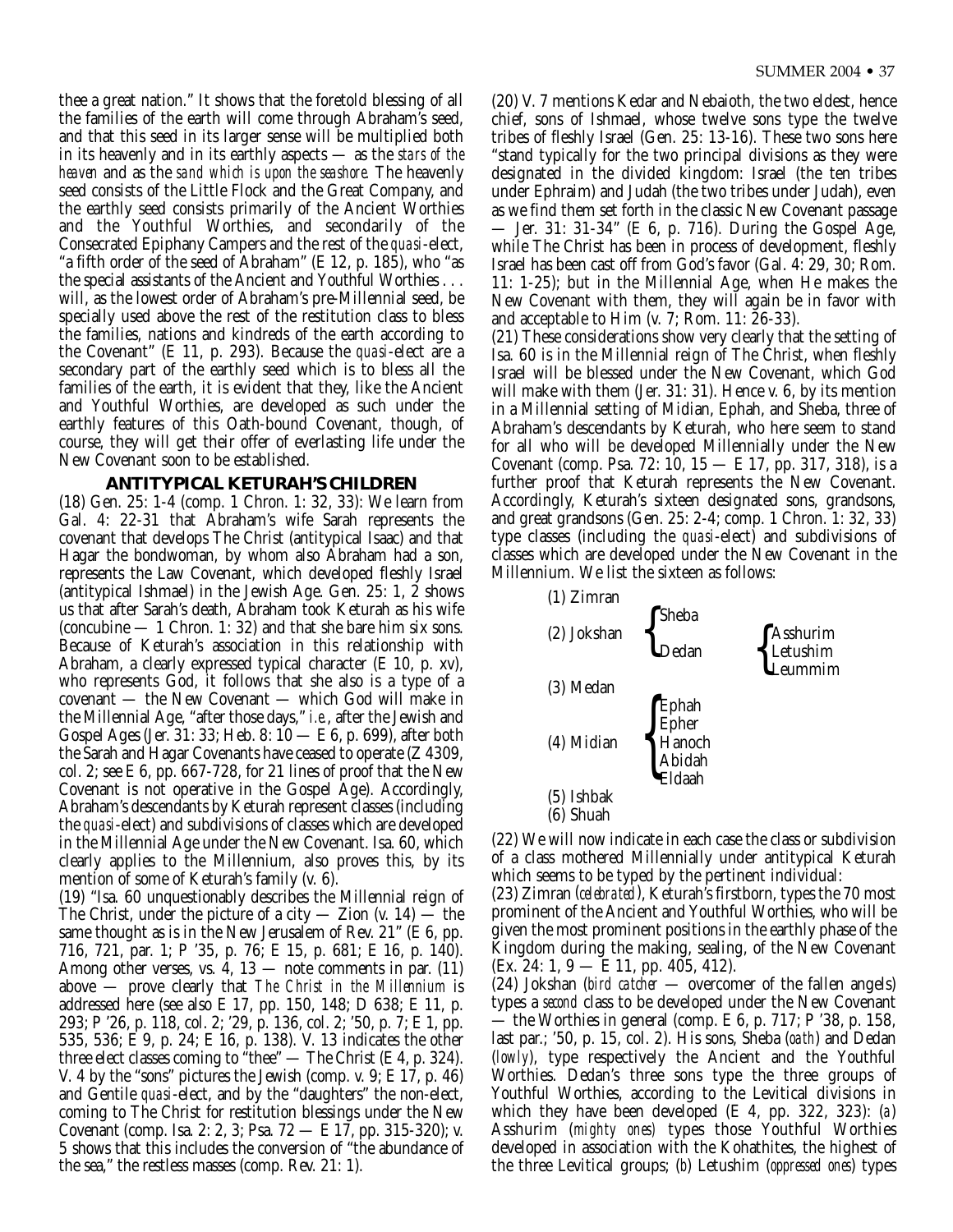thee a great nation." It shows that the foretold blessing of all the families of the earth will come through Abraham's seed, and that this seed in its larger sense will be multiplied both in its heavenly and in its earthly aspects — as the *stars of the heaven* and as the *sand which is upon the seashore*. The heavenly seed consists of the Little Flock and the Great Company, and the earthly seed consists primarily of the Ancient Worthies and the Youthful Worthies, and secondarily of the Consecrated Epiphany Campers and the rest of the *quasi*-elect, "a fifth order of the seed of Abraham" (E 12, p. 185), who "as the special assistants of the Ancient and Youthful Worthies . . . will, as the lowest order of Abraham's pre-Millennial seed, be specially used above the rest of the restitution class to bless the families, nations and kindreds of the earth according to the Covenant" (E 11, p. 293). Because the *quasi*-elect are a secondary part of the earthly seed which is to bless all the families of the earth, it is evident that they, like the Ancient and Youthful Worthies, are developed as such under the earthly features of this Oath-bound Covenant, though, of course, they will get their offer of everlasting life under the New Covenant soon to be established.

## ANTITYPICAL KETURAH'S CHILDREN

(18) Gen. 25: 1-4 (comp. 1 Chron. 1: 32, 33): We learn from Gal. 4: 22-31 that Abraham's wife Sarah represents the covenant that develops The Christ (antitypical Isaac) and that Hagar the bondwoman, by whom also Abraham had a son, represents the Law Covenant, which developed fleshly Israel (antitypical Ishmael) in the Jewish Age. Gen. 25: 1, 2 shows us that after Sarah's death, Abraham took Keturah as his wife (concubine — 1 Chron. 1: 32) and that she bare him six sons. Because of Keturah's association in this relationship with Abraham, a clearly expressed typical character (E 10, p. xv), who represents God, it follows that she also is a type of a covenant — the New Covenant — which God will make in the Millennial Age, "after those days," *i.e.*, after the Jewish and Gospel Ages (Jer. 31: 33; Heb. 8: 10 — E 6, p. 699), after both the Sarah and Hagar Covenants have ceased to operate (Z 4309, col. 2; see E 6, pp. 667-728, for 21 lines of proof that the New Covenant is not operative in the Gospel Age). Accordingly, Abraham's descendants by Keturah represent classes (including the *quasi*-elect) and subdivisions of classes which are developed in the Millennial Age under the New Covenant. Isa. 60, which clearly applies to the Millennium, also proves this, by its mention of some of Keturah's family (v. 6).

(19) "Isa. 60 unquestionably describes the Millennial reign of The Christ, under the picture of a city — Zion (v. 14) — the same thought as is in the New Jerusalem of Rev. 21" (E 6, pp. 716, 721, par. 1; P '35, p. 76; E 15, p. 681; E 16, p. 140). Among other verses, vs. 4, 13 — note comments in par. (11) above — prove clearly that *The Christ in the Millennium* is addressed here (see also E 17, pp. 150, 148; D 638; E 11, p. 293; P '26, p. 118, col. 2; '29, p. 136, col. 2; '50, p. 7; E 1, pp. 535, 536; E 9, p. 24; E 16, p. 138). V. 13 indicates the other three elect classes coming to "thee" — The Christ (E 4, p. 324). V. 4 by the "sons" pictures the Jewish (comp. v. 9; E 17, p. 46) and Gentile *quasi*-elect, and by the "daughters" the non-elect, coming to The Christ for restitution blessings under the New Covenant (comp. Isa. 2: 2, 3; Psa. 72 — E 17, pp. 315-320); v. 5 shows that this includes the conversion of "the abundance of the sea," the restless masses (comp. Rev. 21: 1).

(20) V. 7 mentions Kedar and Nebaioth, the two eldest, hence chief, sons of Ishmael, whose twelve sons type the twelve tribes of fleshly Israel (Gen. 25: 13-16). These two sons here "stand typically for the two principal divisions as they were designated in the divided kingdom: Israel (the ten tribes under Ephraim) and Judah (the two tribes under Judah), even as we find them set forth in the classic New Covenant passage — Jer. 31: 31-34" (E 6, p. 716). During the Gospel Age, while The Christ has been in process of development, fleshly Israel has been cast off from God's favor (Gal. 4: 29, 30; Rom. 11: 1-25); but in the Millennial Age, when He makes the New Covenant with them, they will again be in favor with and acceptable to Him (v. 7; Rom. 11: 26-33).

(21) These considerations show very clearly that the setting of Isa. 60 is in the Millennial reign of The Christ, when fleshly Israel will be blessed under the New Covenant, which God will make with them (Jer. 31: 31). Hence v. 6, by its mention in a Millennial setting of Midian, Ephah, and Sheba, three of Abraham's descendants by Keturah, who here seem to stand for all who will be developed Millennially under the New Covenant (comp. Psa. 72: 10, 15 — E 17, pp. 317, 318), is a further proof that Keturah represents the New Covenant. Accordingly, Keturah's sixteen designated sons, grandsons, and great grandsons (Gen. 25: 2-4; comp. 1 Chron. 1: 32, 33) type classes (including the *quasi*-elect) and subdivisions of classes which are developed under the New Covenant in the Millennium. We list the sixteen as follows:

- (1) Zimran
- (2) Jokshan
  - Sheba
  - Dedan
    - Asshurim
    - Letushim
    - Leummim
- (3) Medan
- (4) Midian
  - Ephah
  - Epher
  - Hanoch
  - Abidah
  - Eldaah
- (5) Ishbak
- (6) Shuah

(22) We will now indicate in each case the class or subdivision of a class mothered Millennially under antitypical Keturah which seems to be typed by the pertinent individual:

(23) Zimran (*celebrated*), Keturah's firstborn, types the 70 most prominent of the Ancient and Youthful Worthies, who will be given the most prominent positions in the earthly phase of the Kingdom during the making, sealing, of the New Covenant (Ex. 24: 1, 9 — E 11, pp. 405, 412).

(24) Jokshan (*bird catcher* — overcomer of the fallen angels) types a *second* class to be developed under the New Covenant — the Worthies in general (comp. E 6, p. 717; P '38, p. 158, last par.; '50, p. 15, col. 2). His sons, Sheba (*oath*) and Dedan (*lowly*), type respectively the Ancient and the Youthful Worthies. Dedan's three sons type the three groups of Youthful Worthies, according to the Levitical divisions in which they have been developed (E 4, pp. 322, 323): (*a*) Asshurim (*mighty ones*) types those Youthful Worthies developed in association with the Kohathites, the highest of the three Levitical groups; (*b*) Letushim (*oppressed ones*) types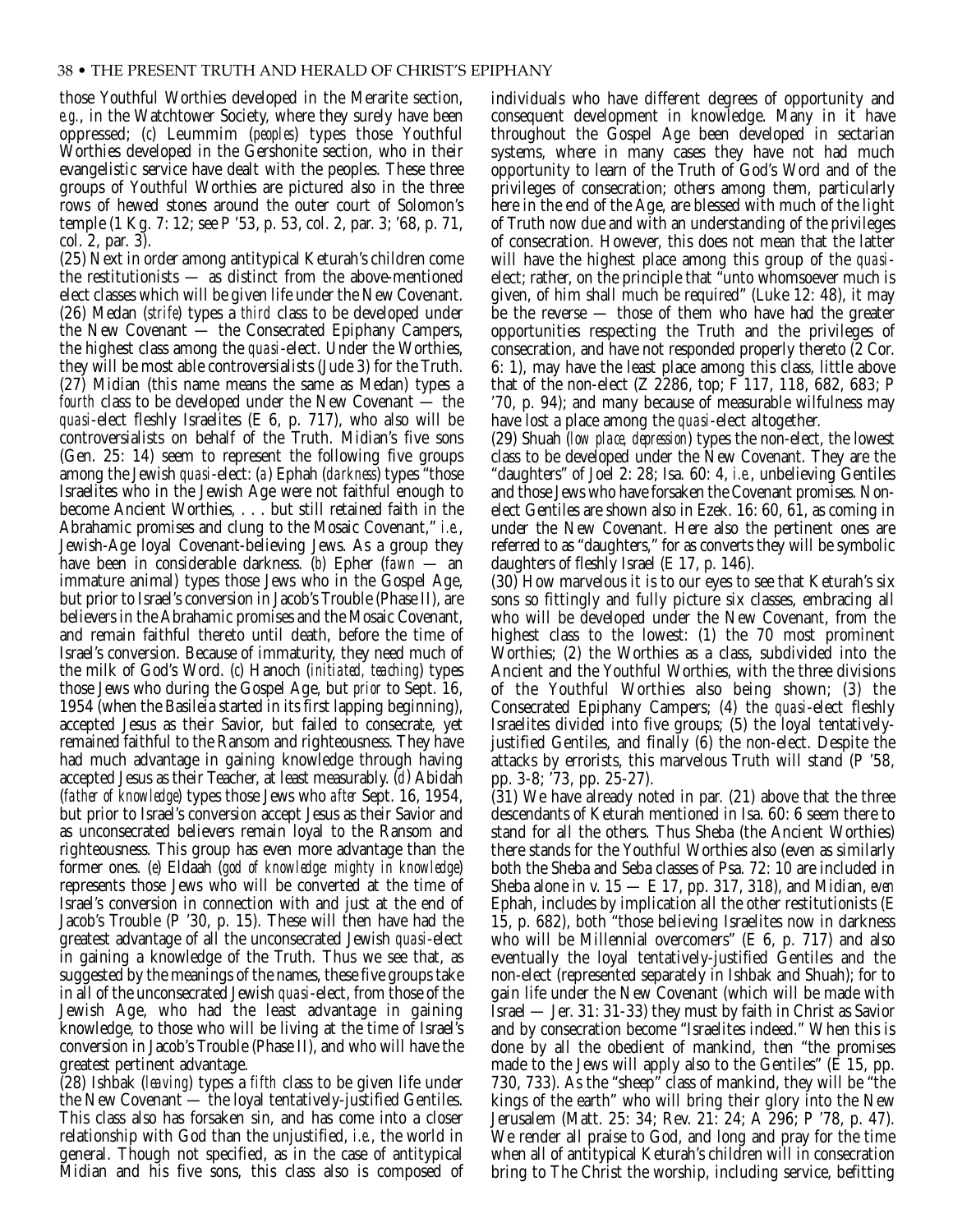those Youthful Worthies developed in the Merarite section, *e.g.*, in the Watchtower Society, where they surely have been oppressed; (*c*) Leummim (*peoples*) types those Youthful Worthies developed in the Gershonite section, who in their evangelistic service have dealt with the peoples. These three groups of Youthful Worthies are pictured also in the three rows of hewed stones around the outer court of Solomon's temple (1 Kg. 7: 12; see P '53, p. 53, col. 2, par. 3; '68, p. 71, col. 2, par. 3).

(25) Next in order among antitypical Keturah's children come the restitutionists — as distinct from the above-mentioned elect classes which will be given life under the New Covenant. (26) Medan (*strife*) types a *third* class to be developed under the New Covenant — the Consecrated Epiphany Campers, the highest class among the *quasi*-elect. Under the Worthies, they will be most able controversialists (Jude 3) for the Truth. (27) Midian (this name means the same as Medan) types a *fourth* class to be developed under the New Covenant — the *quasi*-elect fleshly Israelites (E 6, p. 717), who also will be controversialists on behalf of the Truth. Midian's five sons (Gen. 25: 14) seem to represent the following five groups among the Jewish *quasi*-elect: (*a*) Ephah (*darkness*) types "those Israelites who in the Jewish Age were not faithful enough to become Ancient Worthies, . . . but still retained faith in the Abrahamic promises and clung to the Mosaic Covenant," *i.e.*, Jewish-Age loyal Covenant-believing Jews. As a group they have been in considerable darkness. (*b*) Epher (*fawn* — an immature animal) types those Jews who in the Gospel Age, but prior to Israel's conversion in Jacob's Trouble (Phase II), are believers in the Abrahamic promises and the Mosaic Covenant, and remain faithful thereto until death, before the time of Israel's conversion. Because of immaturity, they need much of the milk of God's Word. (*c*) Hanoch (*initiated, teaching*) types those Jews who during the Gospel Age, but *prior* to Sept. 16, 1954 (when the Basileia started in its first lapping beginning), accepted Jesus as their Savior, but failed to consecrate, yet remained faithful to the Ransom and righteousness. They have had much advantage in gaining knowledge through having accepted Jesus as their Teacher, at least measurably. (*d*) Abidah (*father of knowledge*) types those Jews who *after* Sept. 16, 1954, but prior to Israel's conversion accept Jesus as their Savior and as unconsecrated believers remain loyal to the Ransom and righteousness. This group has even more advantage than the former ones. (*e*) Eldaah (*god of knowledge: mighty in knowledge*) represents those Jews who will be converted at the time of Israel's conversion in connection with and just at the end of Jacob's Trouble (P '30, p. 15). These will then have had the greatest advantage of all the unconsecrated Jewish *quasi*-elect in gaining a knowledge of the Truth. Thus we see that, as suggested by the meanings of the names, these five groups take in all of the unconsecrated Jewish *quasi*-elect, from those of the Jewish Age, who had the least advantage in gaining knowledge, to those who will be living at the time of Israel's conversion in Jacob's Trouble (Phase II), and who will have the greatest pertinent advantage.

(28) Ishbak (*leaving*) types a *fifth* class to be given life under the New Covenant — the loyal tentatively-justified Gentiles. This class also has forsaken sin, and has come into a closer relationship with God than the unjustified, *i.e.*, the world in general. Though not specified, as in the case of antitypical Midian and his five sons, this class also is composed of individuals who have different degrees of opportunity and consequent development in knowledge. Many in it have throughout the Gospel Age been developed in sectarian systems, where in many cases they have not had much opportunity to learn of the Truth of God's Word and of the privileges of consecration; others among them, particularly here in the end of the Age, are blessed with much of the light of Truth now due and with an understanding of the privileges of consecration. However, this does not mean that the latter will have the highest place among this group of the *quasi*-elect; rather, on the principle that "unto whomsoever much is given, of him shall much be required" (Luke 12: 48), it may be the reverse — those of them who have had the greater opportunities respecting the Truth and the privileges of consecration, and have not responded properly thereto (2 Cor. 6: 1), may have the least place among this class, little above that of the non-elect (Z 2286, top; F 117, 118, 682, 683; P '70, p. 94); and many because of measurable wilfulness may have lost a place among the *quasi*-elect altogether.

(29) Shuah (*low place, depression*) types the non-elect, the lowest class to be developed under the New Covenant. They are the "daughters" of Joel 2: 28; Isa. 60: 4, *i.e.*, unbelieving Gentiles and those Jews who have forsaken the Covenant promises. Non-elect Gentiles are shown also in Ezek. 16: 60, 61, as coming in under the New Covenant. Here also the pertinent ones are referred to as "daughters," for as converts they will be symbolic daughters of fleshly Israel (E 17, p. 146).

(30) How marvelous it is to our eyes to see that Keturah's six sons so fittingly and fully picture six classes, embracing all who will be developed under the New Covenant, from the highest class to the lowest: (1) the 70 most prominent Worthies; (2) the Worthies as a class, subdivided into the Ancient and the Youthful Worthies, with the three divisions of the Youthful Worthies also being shown; (3) the Consecrated Epiphany Campers; (4) the *quasi*-elect fleshly Israelites divided into five groups; (5) the loyal tentatively-justified Gentiles, and finally (6) the non-elect. Despite the attacks by errorists, this marvelous Truth will stand (P '58, pp. 3-8; '73, pp. 25-27).

(31) We have already noted in par. (21) above that the three descendants of Keturah mentioned in Isa. 60: 6 seem there to stand for all the others. Thus Sheba (the Ancient Worthies) there stands for the Youthful Worthies also (even as similarly both the Sheba and Seba classes of Psa. 72: 10 are included in Sheba alone in v. 15 — E 17, pp. 317, 318), and Midian, *even* Ephah, includes by implication all the other restitutionists (E 15, p. 682), both "those believing Israelites now in darkness who will be Millennial overcomers" (E 6, p. 717) and also eventually the loyal tentatively-justified Gentiles and the non-elect (represented separately in Ishbak and Shuah); for to gain life under the New Covenant (which will be made with Israel — Jer. 31: 31-33) they must by faith in Christ as Savior and by consecration become "Israelites indeed." When this is done by all the obedient of mankind, then "the promises made to the Jews will apply also to the Gentiles" (E 15, pp. 730, 733). As the "sheep" class of mankind, they will be "the kings of the earth" who will bring their glory into the New Jerusalem (Matt. 25: 34; Rev. 21: 24; A 296; P '78, p. 47). We render all praise to God, and long and pray for the time when all of antitypical Keturah's children will in consecration bring to The Christ the worship, including service, befitting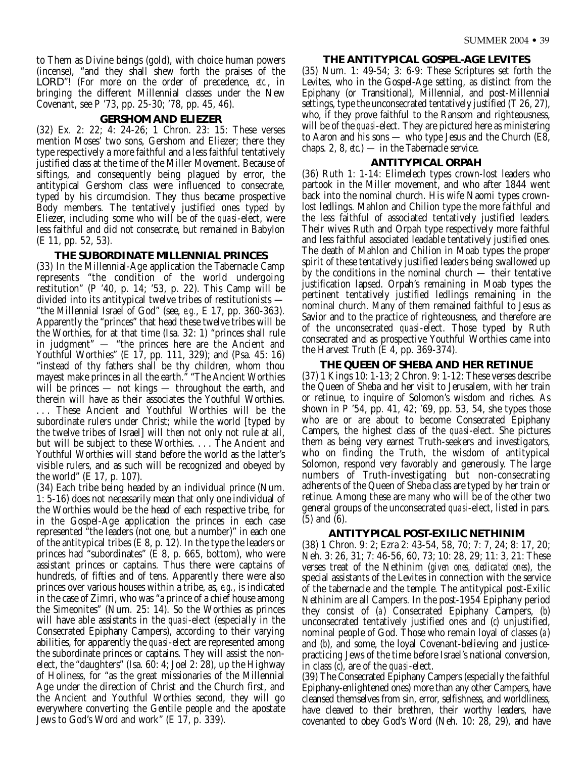to Them as Divine beings (gold), with choice human powers (incense), "and they shall shew forth the praises of the LORD"! (For more on the order of precedence, *etc.*, in bringing the different Millennial classes under the New Covenant, see P '73, pp. 25-30; '78, pp. 45, 46).

### GERSHOM AND ELIEZER

(32) Ex. 2: 22; 4: 24-26; 1 Chron. 23: 15: These verses mention Moses' two sons, Gershom and Eliezer; there they type respectively a more faithful and a less faithful tentatively justified class at the time of the Miller Movement. Because of siftings, and consequently being plagued by error, the antitypical Gershom class were influenced to consecrate, typed by his circumcision. They thus became prospective Body members. The tentatively justified ones typed by Eliezer, including some who will be of the *quasi*-elect, were less faithful and did not consecrate, but remained in Babylon (E 11, pp. 52, 53).

### THE SUBORDINATE MILLENNIAL PRINCES

(33) In the Millennial-Age application the Tabernacle Camp represents "the condition of the world undergoing restitution" (P '40, p. 14; '53, p. 22). This Camp will be divided into its antitypical twelve tribes of restitutionists — "the Millennial Israel of God" (see, *e.g.*, E 17, pp. 360-363). Apparently the "princes" that head these twelve tribes will be the Worthies, for at that time (Isa. 32: 1) "princes shall rule in judgment" — "the princes here are the Ancient and Youthful Worthies" (E 17, pp. 111, 329); and (Psa. 45: 16) "instead of thy fathers shall be thy children, whom thou mayest make princes in all the earth." "The Ancient Worthies will be princes — not kings — throughout the earth, and therein will have as their associates the Youthful Worthies. . . . These Ancient and Youthful Worthies will be the subordinate rulers under Christ; while the world [typed by the twelve tribes of Israel] will then not only not rule at all, but will be subject to these Worthies. . . . The Ancient and Youthful Worthies will stand before the world as the latter's visible rulers, and as such will be recognized and obeyed by the world" (E 17, p. 107).

(34) Each tribe being headed by an individual prince (Num. 1: 5-16) does not necessarily mean that only one individual of the Worthies would be the head of each respective tribe, for in the Gospel-Age application the princes in each case represented "the leaders (not one, but a number)" in each one of the antitypical tribes (E 8, p. 12). In the type the leaders or princes had "subordinates" (E 8, p. 665, bottom), who were assistant princes or captains. Thus there were captains of hundreds, of fifties and of tens. Apparently there were also princes over various houses within a tribe, as, *e.g.*, is indicated in the case of Zimri, who was "a prince of a chief house among the Simeonites" (Num. 25: 14). So the Worthies as princes will have able assistants in the *quasi*-elect (especially in the Consecrated Epiphany Campers), according to their varying abilities, for apparently the *quasi*-elect are represented among the subordinate princes or captains. They will assist the non-elect, the "daughters" (Isa. 60: 4; Joel 2: 28), up the Highway of Holiness, for "as the great missionaries of the Millennial Age under the direction of Christ and the Church first, and the Ancient and Youthful Worthies second, they will go everywhere converting the Gentile people and the apostate Jews to God's Word and work" (E 17, p. 339).

### THE ANTITYPICAL GOSPEL-AGE LEVITES

(35) Num. 1: 49-54; 3: 6-9: These Scriptures set forth the Levites, who in the Gospel-Age setting, as distinct from the Epiphany (or Transitional), Millennial, and post-Millennial settings, type the unconsecrated tentatively justified (T 26, 27), who, if they prove faithful to the Ransom and righteousness, will be of the *quasi*-elect. They are pictured here as ministering to Aaron and his sons — who type Jesus and the Church (E8, chaps. 2, 8, *etc.*) — in the Tabernacle service.

### ANTITYPICAL ORPAH

(36) Ruth 1: 1-14: Elimelech types crown-lost leaders who partook in the Miller movement, and who after 1844 went back into the nominal church. His wife Naomi types crown-lost ledlings. Mahlon and Chilion type the more faithful and the less faithful of associated tentatively justified leaders. Their wives Ruth and Orpah type respectively more faithful and less faithful associated leadable tentatively justified ones. The death of Mahlon and Chilion in Moab types the proper spirit of these tentatively justified leaders being swallowed up by the conditions in the nominal church — their tentative justification lapsed. Orpah's remaining in Moab types the pertinent tentatively justified ledlings remaining in the nominal church. Many of them remained faithful to Jesus as Savior and to the practice of righteousness, and therefore are of the unconsecrated *quasi*-elect. Those typed by Ruth consecrated and as prospective Youthful Worthies came into the Harvest Truth (E 4, pp. 369-374).

### THE QUEEN OF SHEBA AND HER RETINUE

(37) 1 Kings 10: 1-13; 2 Chron. 9: 1-12: These verses describe the Queen of Sheba and her visit to Jerusalem, with her train or retinue, to inquire of Solomon's wisdom and riches. As shown in P '54, pp. 41, 42; '69, pp. 53, 54, she types those who are or are about to become Consecrated Epiphany Campers, the highest class of the *quasi*-elect. She pictures them as being very earnest Truth-seekers and investigators, who on finding the Truth, the wisdom of antitypical Solomon, respond very favorably and generously. The large numbers of Truth-investigating but non-consecrating adherents of the Queen of Sheba class are typed by her train or retinue. Among these are many who will be of the other two general groups of the unconsecrated *quasi*-elect, listed in pars. (5) and (6).

### ANTITYPICAL POST-EXILIC NETHINIM

(38) 1 Chron. 9: 2; Ezra 2: 43-54, 58, 70; 7: 7, 24; 8: 17, 20; Neh. 3: 26, 31; 7: 46-56, 60, 73; 10: 28, 29; 11: 3, 21: These verses treat of the Nethinim (*given ones, dedicated ones*), the special assistants of the Levites in connection with the service of the tabernacle and the temple. The antitypical post-Exilic Nethinim are all Campers. In the post-1954 Epiphany period they consist of (*a*) Consecrated Epiphany Campers, (*b*) unconsecrated tentatively justified ones and (*c*) unjustified, nominal people of God. Those who remain loyal of classes (*a*) and (*b*), and some, the loyal Covenant-believing and justice-practicing Jews of the time before Israel's national conversion, in class (*c*), are of the *quasi*-elect.

(39) The Consecrated Epiphany Campers (especially the faithful Epiphany-enlightened ones) more than any other Campers, have cleansed themselves from sin, error, selfishness, and worldliness, have cleaved to their brethren, their worthy leaders, have covenanted to obey God's Word (Neh. 10: 28, 29), and have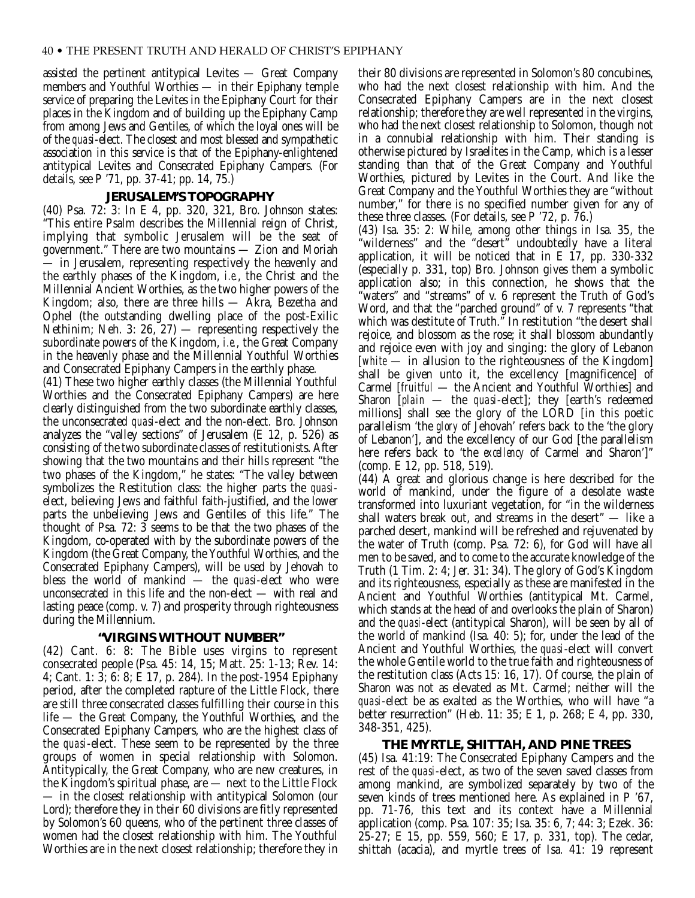assisted the pertinent antitypical Levites — Great Company members and Youthful Worthies — in their Epiphany temple service of preparing the Levites in the Epiphany Court for their places in the Kingdom and of building up the Epiphany Camp from among Jews and Gentiles, of which the loyal ones will be of the *quasi*-elect. The closest and most blessed and sympathetic association in this service is that of the Epiphany-enlightened antitypical Levites and Consecrated Epiphany Campers. (For details, see P '71, pp. 37-41; pp. 14, 75.)

## JERUSALEM'S TOPOGRAPHY

(40) Psa. 72: 3: In E 4, pp. 320, 321, Bro. Johnson states: "This entire Psalm describes the Millennial reign of Christ, implying that symbolic Jerusalem will be the seat of government." There are two mountains — Zion and Moriah — in Jerusalem, representing respectively the heavenly and the earthly phases of the Kingdom, *i.e.*, the Christ and the Millennial Ancient Worthies, as the two higher powers of the Kingdom; also, there are three hills — Akra, Bezetha and Ophel (the outstanding dwelling place of the post-Exilic Nethinim; Neh. 3: 26, 27) — representing respectively the subordinate powers of the Kingdom, *i.e.*, the Great Company in the heavenly phase and the Millennial Youthful Worthies and Consecrated Epiphany Campers in the earthly phase.

(41) These two higher earthly classes (the Millennial Youthful Worthies and the Consecrated Epiphany Campers) are here clearly distinguished from the two subordinate earthly classes, the unconsecrated *quasi*-elect and the non-elect. Bro. Johnson analyzes the "valley sections" of Jerusalem (E 12, p. 526) as consisting of the two subordinate classes of restitutionists. After showing that the two mountains and their hills represent "the two phases of the Kingdom," he states: "The valley between symbolizes the Restitution class: the higher parts the *quasi*-elect, believing Jews and faithful faith-justified, and the lower parts the unbelieving Jews and Gentiles of this life." The thought of Psa. 72: 3 seems to be that the two phases of the Kingdom, co-operated with by the subordinate powers of the Kingdom (the Great Company, the Youthful Worthies, and the Consecrated Epiphany Campers), will be used by Jehovah to bless the world of mankind — the *quasi*-elect who were unconsecrated in this life and the non-elect — with real and lasting peace (comp. v. 7) and prosperity through righteousness during the Millennium.

## "VIRGINS WITHOUT NUMBER"

(42) Cant. 6: 8: The Bible uses virgins to represent consecrated people (Psa. 45: 14, 15; Matt. 25: 1-13; Rev. 14: 4; Cant. 1: 3; 6: 8; E 17, p. 284). In the post-1954 Epiphany period, after the completed rapture of the Little Flock, there are still three consecrated classes fulfilling their course in this life — the Great Company, the Youthful Worthies, and the Consecrated Epiphany Campers, who are the highest class of the *quasi*-elect. These seem to be represented by the three groups of women in special relationship with Solomon. Antitypically, the Great Company, who are new creatures, in the Kingdom's spiritual phase, are — next to the Little Flock — in the closest relationship with antitypical Solomon (our Lord); therefore they in their 60 divisions are fitly represented by Solomon's 60 queens, who of the pertinent three classes of women had the closest relationship with him. The Youthful Worthies are in the next closest relationship; therefore they in their 80 divisions are represented in Solomon's 80 concubines, who had the next closest relationship with him. And the Consecrated Epiphany Campers are in the next closest relationship; therefore they are well represented in the virgins, who had the next closest relationship to Solomon, though not in a connubial relationship with him. Their standing is otherwise pictured by Israelites in the Camp, which is a lesser standing than that of the Great Company and Youthful Worthies, pictured by Levites in the Court. And like the Great Company and the Youthful Worthies they are "without number," for there is no specified number given for any of these three classes. (For details, see P '72, p. 76.)

(43) Isa. 35: 2: While, among other things in Isa. 35, the "wilderness" and the "desert" undoubtedly have a literal application, it will be noticed that in E 17, pp. 330-332 (especially p. 331, top) Bro. Johnson gives them a symbolic application also; in this connection, he shows that the "waters" and "streams" of v. 6 represent the Truth of God's Word, and that the "parched ground" of v. 7 represents "that which was destitute of Truth." In restitution "the desert shall rejoice, and blossom as the rose; it shall blossom abundantly and rejoice even with joy and singing: the glory of Lebanon [*white* — in allusion to the righteousness of the Kingdom] shall be given unto it, the excellency [magnificence] of Carmel [*fruitful* — the Ancient and Youthful Worthies] and Sharon [*plain* — the *quasi*-elect]; they [earth's redeemed millions] shall see the glory of the LORD [in this poetic parallelism 'the *glory* of Jehovah' refers back to the 'the glory of Lebanon'], and the excellency of our God [the parallelism here refers back to 'the *excellency* of Carmel and Sharon']" (comp. E 12, pp. 518, 519).

(44) A great and glorious change is here described for the world of mankind, under the figure of a desolate waste transformed into luxuriant vegetation, for "in the wilderness shall waters break out, and streams in the desert" — like a parched desert, mankind will be refreshed and rejuvenated by the water of Truth (comp. Psa. 72: 6), for God will have all men to be saved, and to come to the accurate knowledge of the Truth (1 Tim. 2: 4; Jer. 31: 34). The glory of God's Kingdom and its righteousness, especially as these are manifested in the Ancient and Youthful Worthies (antitypical Mt. Carmel, which stands at the head of and overlooks the plain of Sharon) and the *quasi*-elect (antitypical Sharon), will be seen by all of the world of mankind (Isa. 40: 5); for, under the lead of the Ancient and Youthful Worthies, the *quasi*-elect will convert the whole Gentile world to the true faith and righteousness of the restitution class (Acts 15: 16, 17). Of course, the plain of Sharon was not as elevated as Mt. Carmel; neither will the *quasi*-elect be as exalted as the Worthies, who will have "a better resurrection" (Heb. 11: 35; E 1, p. 268; E 4, pp. 330, 348-351, 425).

## THE MYRTLE, SHITTAH, AND PINE TREES

(45) Isa. 41:19: The Consecrated Epiphany Campers and the rest of the *quasi*-elect, as two of the seven saved classes from among mankind, are symbolized separately by two of the seven kinds of trees mentioned here. As explained in P '67, pp. 71-76, this text and its context have a Millennial application (comp. Psa. 107: 35; Isa. 35: 6, 7; 44: 3; Ezek. 36: 25-27; E 15, pp. 559, 560; E 17, p. 331, top). The cedar, shittah (acacia), and myrtle trees of Isa. 41: 19 represent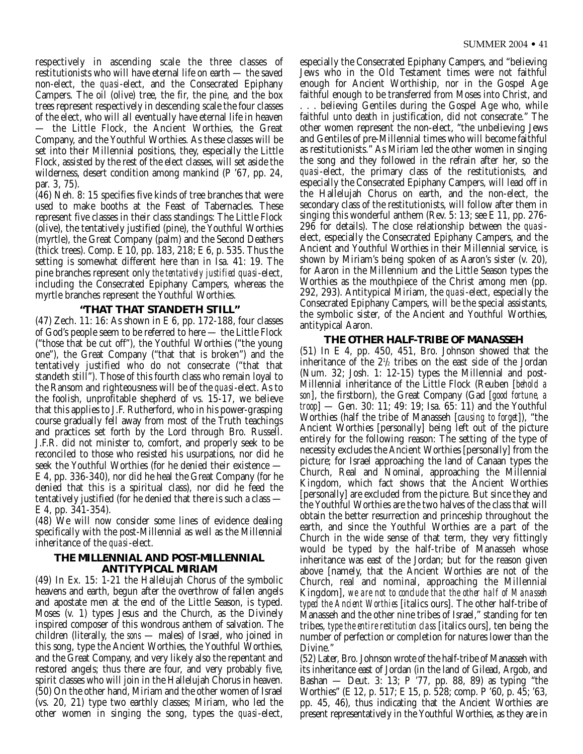respectively in ascending scale the three classes of restitutionists who will have eternal life on earth — the saved non-elect, the *quasi*-elect, and the Consecrated Epiphany Campers. The oil (olive) tree, the fir, the pine, and the box trees represent respectively in descending scale the four classes of the elect, who will all eventually have eternal life in heaven — the Little Flock, the Ancient Worthies, the Great Company, and the Youthful Worthies. As these classes will be set into their Millennial positions, they, especially the Little Flock, assisted by the rest of the elect classes, will set aside the wilderness, desert condition among mankind (P '67, pp. 24, par. 3, 75).

(46) Neh. 8: 15 specifies five kinds of tree branches that were used to make booths at the Feast of Tabernacles. These represent five classes in their class standings: The Little Flock (olive), the tentatively justified (pine), the Youthful Worthies (myrtle), the Great Company (palm) and the Second Deathers (thick trees). Comp. E 10, pp. 183, 218; E 6, p. 535. Thus the setting is somewhat different here than in Isa. 41: 19. The pine branches represent only *the tentatively justified quasi*-elect, including the Consecrated Epiphany Campers, whereas the myrtle branches represent the Youthful Worthies.

## "THAT THAT STANDETH STILL"

(47) Zech. 11: 16: As shown in E 6, pp. 172-188, four classes of God's people seem to be referred to here — the Little Flock ("those that be cut off"), the Youthful Worthies ("the young one"), the Great Company ("that that is broken") and the tentatively justified who do not consecrate ("that that standeth still"). Those of this fourth class who remain loyal to the Ransom and righteousness will be of the *quasi*-elect. As to the foolish, unprofitable shepherd of vs. 15-17, we believe that this applies to J.F. Rutherford, who in his power-grasping course gradually fell away from most of the Truth teachings and practices set forth by the Lord through Bro. Russell. J.F.R. did not minister to, comfort, and properly seek to be reconciled to those who resisted his usurpations, nor did he seek the Youthful Worthies (for he denied their existence — E 4, pp. 336-340), nor did he heal the Great Company (for he denied that this is a spiritual class), nor did he feed the tentatively justified (for he denied that there is such a class — E 4, pp. 341-354).

(48) We will now consider some lines of evidence dealing specifically with the post-Millennial as well as the Millennial inheritance of the *quasi*-elect.

## THE MILLENNIAL AND POST-MILLENNIAL ANTITYPICAL MIRIAM

(49) In Ex. 15: 1-21 the Hallelujah Chorus of the symbolic heavens and earth, begun after the overthrow of fallen angels and apostate men at the end of the Little Season, is typed. Moses (v. 1) types Jesus and the Church, as the Divinely inspired composer of this wondrous anthem of salvation. The children (literally, the *sons* — males) of Israel, who joined in this song, type the Ancient Worthies, the Youthful Worthies, and the Great Company, and very likely also the repentant and restored angels; thus there are four, and very probably five, spirit classes who will join in the Hallelujah Chorus in heaven.

(50) On the other hand, Miriam and the other women of Israel (vs. 20, 21) type two earthly classes; Miriam, who led the other women in singing the song, types the *quasi*-elect, especially the Consecrated Epiphany Campers, and "believing Jews who in the Old Testament times were not faithful enough for Ancient Worthiship, nor in the Gospel Age faithful enough to be transferred from Moses into Christ, and . . . believing Gentiles during the Gospel Age who, while faithful unto death in justification, did not consecrate." The other women represent the non-elect, "the unbelieving Jews and Gentiles of pre-Millennial times who will become faithful as restitutionists." As Miriam led the other women in singing the song and they followed in the refrain after her, so the *quasi*-elect, the primary class of the restitutionists, and especially the Consecrated Epiphany Campers, will lead off in the Hallelujah Chorus on earth, and the non-elect, the secondary class of the restitutionists, will follow after them in singing this wonderful anthem (Rev. 5: 13; see E 11, pp. 276-296 for details). The close relationship between the *quasi*-elect, especially the Consecrated Epiphany Campers, and the Ancient and Youthful Worthies in their Millennial service, is shown by Miriam's being spoken of as Aaron's sister (v. 20), for Aaron in the Millennium and the Little Season types the Worthies as the mouthpiece of the Christ among men (pp. 292, 293). Antitypical Miriam, the *quasi*-elect, especially the Consecrated Epiphany Campers, will be the special assistants, the symbolic sister, of the Ancient and Youthful Worthies, antitypical Aaron.

## THE OTHER HALF-TRIBE OF MANASSEH

(51) In E 4, pp. 450, 451, Bro. Johnson showed that the inheritance of the 2½ tribes on the east side of the Jordan (Num. 32; Josh. 1: 12-15) types the Millennial and post-Millennial inheritance of the Little Flock (Reuben [*behold a son*], the firstborn), the Great Company (Gad [*good fortune, a troop*] — Gen. 30: 11; 49: 19; Isa. 65: 11) and the Youthful Worthies (half the tribe of Manasseh [*causing to forget*]), "the Ancient Worthies [personally] being left out of the picture entirely for the following reason: The setting of the type of necessity excludes the Ancient Worthies [personally] from the picture; for Israel approaching the land of Canaan types the Church, Real and Nominal, approaching the Millennial Kingdom, which fact shows that the Ancient Worthies [personally] are excluded from the picture. But since they and the Youthful Worthies are the two halves of the class that will obtain the better resurrection and princeship throughout the earth, and since the Youthful Worthies are a part of the Church in the wide sense of that term, they very fittingly would be typed by the half-tribe of Manasseh whose inheritance was east of the Jordan; but for the reason given above [namely, that the Ancient Worthies are not of the Church, real and nominal, approaching the Millennial Kingdom], *we are not to conclude that the other half of Manasseh typed the Ancient Worthies* [italics ours]. The other half-tribe of Manasseh and the other nine tribes of Israel," standing for ten tribes, *type the entire restitution class* [italics ours], ten being the number of perfection or completion for natures lower than the Divine."

(52) Later, Bro. Johnson wrote of the half-tribe of Manasseh with its inheritance east of Jordan (in the land of Gilead, Argob, and Bashan — Deut. 3: 13; P '77, pp. 88, 89) as typing "the Worthies" (E 12, p. 517; E 15, p. 528; comp. P '60, p. 45; '63, pp. 45, 46), thus indicating that the Ancient Worthies are present representatively in the Youthful Worthies, as they are in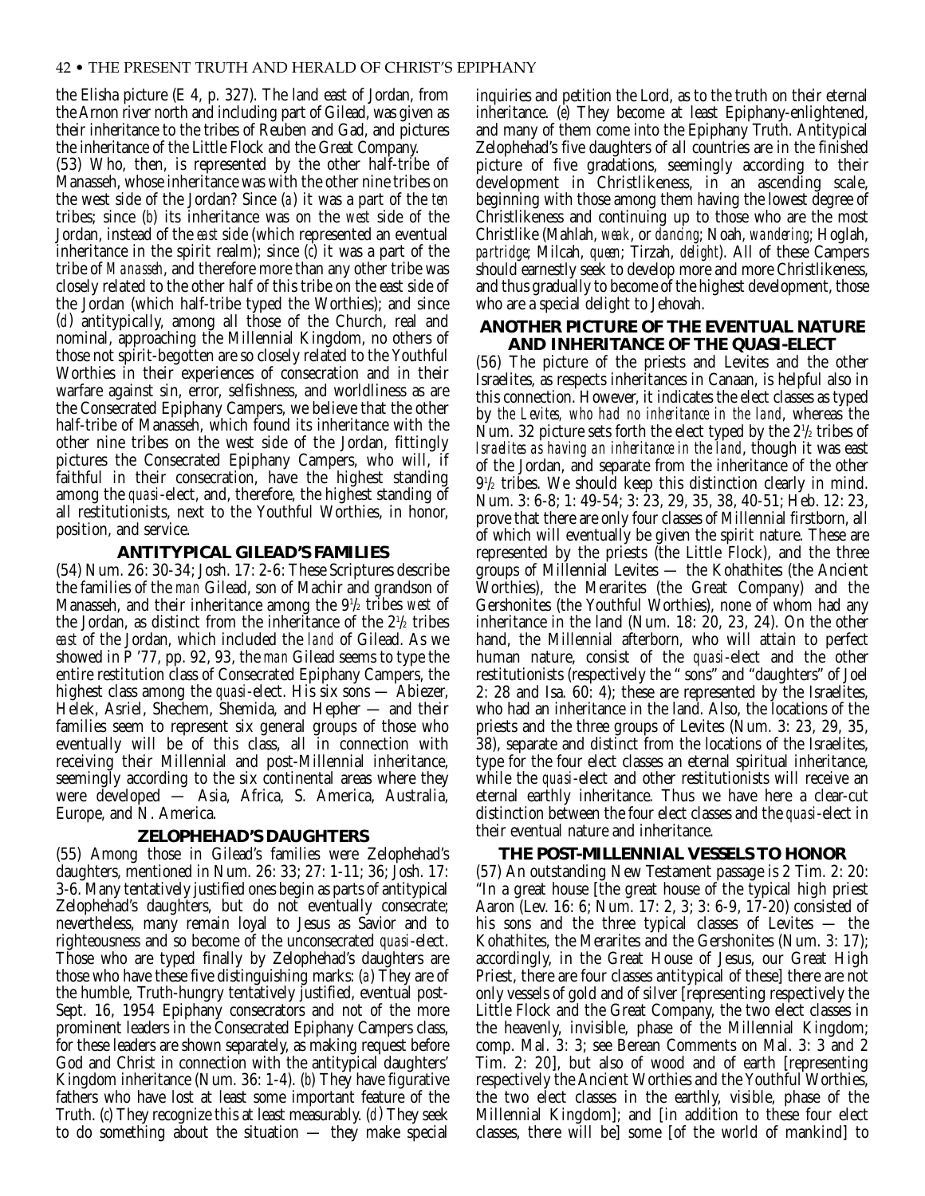the Elisha picture (E 4, p. 327). The land east of Jordan, from the Arnon river north and including part of Gilead, was given as their inheritance to the tribes of Reuben and Gad, and pictures the inheritance of the Little Flock and the Great Company.

(53) Who, then, is represented by the other half-tribe of Manasseh, whose inheritance was with the other nine tribes on the west side of the Jordan? Since (*a*) it was a part of the *ten* tribes; since (*b*) its inheritance was on the *west* side of the Jordan, instead of the *east* side (which represented an eventual inheritance in the spirit realm); since (*c*) it was a part of the tribe of *Manasseh*, and therefore more than any other tribe was closely related to the other half of this tribe on the east side of the Jordan (which half-tribe typed the Worthies); and since (*d*) antitypically, among all those of the Church, real and nominal, approaching the Millennial Kingdom, no others of those not spirit-begotten are so closely related to the Youthful Worthies in their experiences of consecration and in their warfare against sin, error, selfishness, and worldliness as are the Consecrated Epiphany Campers, we believe that the other half-tribe of Manasseh, which found its inheritance with the other nine tribes on the west side of the Jordan, fittingly pictures the Consecrated Epiphany Campers, who will, if faithful in their consecration, have the highest standing among the *quasi*-elect, and, therefore, the highest standing of all restitutionists, next to the Youthful Worthies, in honor, position, and service.

## ANTITYPICAL GILEAD'S FAMILIES

(54) Num. 26: 30-34; Josh. 17: 2-6: These Scriptures describe the families of the *man* Gilead, son of Machir and grandson of Manasseh, and their inheritance among the 9½ tribes *west* of the Jordan, as distinct from the inheritance of the 2½ tribes *east* of the Jordan, which included the *land* of Gilead. As we showed in P '77, pp. 92, 93, the *man* Gilead seems to type the entire restitution class of Consecrated Epiphany Campers, the highest class among the *quasi*-elect. His six sons — Abiezer, Helek, Asriel, Shechem, Shemida, and Hepher — and their families seem to represent six general groups of those who eventually will be of this class, all in connection with receiving their Millennial and post-Millennial inheritance, seemingly according to the six continental areas where they were developed — Asia, Africa, S. America, Australia, Europe, and N. America.

## ZELOPHEHAD'S DAUGHTERS

(55) Among those in Gilead's families were Zelophehad's daughters, mentioned in Num. 26: 33; 27: 1-11; 36; Josh. 17: 3-6. Many tentatively justified ones begin as parts of antitypical Zelophehad's daughters, but do not eventually consecrate; nevertheless, many remain loyal to Jesus as Savior and to righteousness and so become of the unconsecrated *quasi*-elect. Those who are typed finally by Zelophehad's daughters are those who have these five distinguishing marks: (*a*) They are of the humble, Truth-hungry tentatively justified, eventual post-Sept. 16, 1954 Epiphany consecrators and not of the more prominent leaders in the Consecrated Epiphany Campers class, for these leaders are shown separately, as making request before God and Christ in connection with the antitypical daughters' Kingdom inheritance (Num. 36: 1-4). (*b*) They have figurative fathers who have lost at least some important feature of the Truth. (*c*) They recognize this at least measurably. (*d*) They seek to do something about the situation — they make special inquiries and petition the Lord, as to the truth on their eternal inheritance. (*e*) They become at least Epiphany-enlightened, and many of them come into the Epiphany Truth. Antitypical Zelophehad's five daughters of all countries are in the finished picture of five gradations, seemingly according to their development in Christlikeness, in an ascending scale, beginning with those among them having the lowest degree of Christlikeness and continuing up to those who are the most Christlike (Mahlah, *weak*, or *dancing*; Noah, *wandering*; Hoglah, *partridge*; Milcah, *queen*; Tirzah, *delight*). All of these Campers should earnestly seek to develop more and more Christlikeness, and thus gradually to become of the highest development, those who are a special delight to Jehovah.

## ANOTHER PICTURE OF THE EVENTUAL NATURE AND INHERITANCE OF THE QUASI-ELECT

(56) The picture of the priests and Levites and the other Israelites, as respects inheritances in Canaan, is helpful also in this connection. However, it indicates the elect classes as typed by *the Levites, who had no inheritance in the land*, whereas the Num. 32 picture sets forth the elect typed by the 2½ tribes of *Israelites as having an inheritance in the land*, though it was east of the Jordan, and separate from the inheritance of the other 9½ tribes. We should keep this distinction clearly in mind. Num. 3: 6-8; 1: 49-54; 3: 23, 29, 35, 38, 40-51; Heb. 12: 23, prove that there are only four classes of Millennial firstborn, all of which will eventually be given the spirit nature. These are represented by the priests (the Little Flock), and the three groups of Millennial Levites — the Kohathites (the Ancient Worthies), the Merarites (the Great Company) and the Gershonites (the Youthful Worthies), none of whom had any inheritance in the land (Num. 18: 20, 23, 24). On the other hand, the Millennial afterborn, who will attain to perfect human nature, consist of the *quasi*-elect and the other restitutionists (respectively the "sons" and "daughters" of Joel 2: 28 and Isa. 60: 4); these are represented by the Israelites, who had an inheritance in the land. Also, the locations of the priests and the three groups of Levites (Num. 3: 23, 29, 35, 38), separate and distinct from the locations of the Israelites, type for the four elect classes an eternal spiritual inheritance, while the *quasi*-elect and other restitutionists will receive an eternal earthly inheritance. Thus we have here a clear-cut distinction between the four elect classes and the *quasi*-elect in their eventual nature and inheritance.

## THE POST-MILLENNIAL VESSELS TO HONOR

(57) An outstanding New Testament passage is 2 Tim. 2: 20: "In a great house [the great house of the typical high priest Aaron (Lev. 16: 6; Num. 17: 2, 3; 3: 6-9, 17-20) consisted of his sons and the three typical classes of Levites — the Kohathites, the Merarites and the Gershonites (Num. 3: 17); accordingly, in the Great House of Jesus, our Great High Priest, there are four classes antitypical of these] there are not only vessels of gold and of silver [representing respectively the Little Flock and the Great Company, the two elect classes in the heavenly, invisible, phase of the Millennial Kingdom; comp. Mal. 3: 3; see Berean Comments on Mal. 3: 3 and 2 Tim. 2: 20], but also of wood and of earth [representing respectively the Ancient Worthies and the Youthful Worthies, the two elect classes in the earthly, visible, phase of the Millennial Kingdom]; and [in addition to these four elect classes, there will be] some [of the world of mankind] to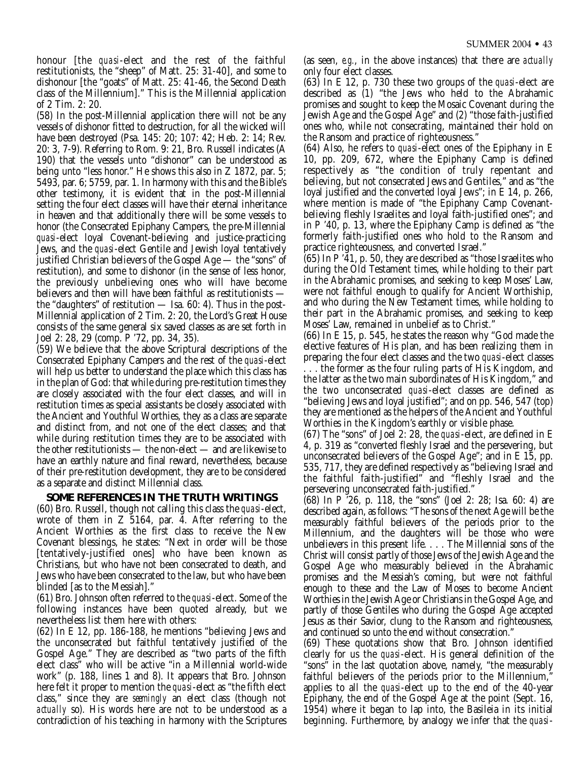honour [the *quasi*-elect and the rest of the faithful restitutionists, the "sheep" of Matt. 25: 31-40], and some to dishonour [the "goats" of Matt. 25: 41-46, the Second Death class of the Millennium]." This is the Millennial application of 2 Tim. 2: 20.

(58) In the post-Millennial application there will not be any vessels of dishonor fitted to destruction, for all the wicked will have been destroyed (Psa. 145: 20; 107: 42; Heb. 2: 14; Rev. 20: 3, 7-9). Referring to Rom. 9: 21, Bro. Russell indicates (A 190) that the vessels unto "dishonor" can be understood as being unto "less honor." He shows this also in Z 1872, par. 5; 5493, par. 6; 5759, par. 1. In harmony with this and the Bible's other testimony, it is evident that in the post-Millennial setting the four elect classes will have their eternal inheritance in heaven and that additionally there will be some vessels to honor (the Consecrated Epiphany Campers, the pre-Millennial *quasi*-elect loyal Covenant-believing and justice-practicing Jews, and the *quasi*-elect Gentile and Jewish loyal tentatively justified Christian believers of the Gospel Age — the "sons" of restitution), and some to dishonor (in the sense of less honor, the previously unbelieving ones who will have become believers and then will have been faithful as restitutionists — the "daughters" of restitution — Isa. 60: 4). Thus in the post-Millennial application of 2 Tim. 2: 20, the Lord's Great House consists of the same general six saved classes as are set forth in Joel 2: 28, 29 (comp. P '72, pp. 34, 35).

(59) We believe that the above Scriptural descriptions of the Consecrated Epiphany Campers and the rest of the *quasi*-elect will help us better to understand the place which this class has in the plan of God: that while during pre-restitution times they are closely associated with the four elect classes, and will in restitution times as special assistants be closely associated with the Ancient and Youthful Worthies, they as a class are separate and distinct from, and not one of the elect classes; and that while during restitution times they are to be associated with the other restitutionists — the non-elect — and are likewise to have an earthly nature and final reward, nevertheless, because of their pre-restitution development, they are to be considered as a separate and distinct Millennial class.

## SOME REFERENCES IN THE TRUTH WRITINGS

(60) Bro. Russell, though not calling this class the *quasi*-elect, wrote of them in Z 5164, par. 4. After referring to the Ancient Worthies as the first class to receive the New Covenant blessings, he states: "Next in order will be those [tentatively-justified ones] who have been known as Christians, but who have not been consecrated to death, and Jews who have been consecrated to the law, but who have been blinded [as to the Messiah]."

(61) Bro. Johnson often referred to the *quasi*-elect. Some of the following instances have been quoted already, but we nevertheless list them here with others:

(62) In E 12, pp. 186-188, he mentions "believing Jews and the unconsecrated but faithful tentatively justified of the Gospel Age." They are described as "two parts of the fifth elect class" who will be active "in a Millennial world-wide work" (p. 188, lines 1 and 8). It appears that Bro. Johnson here felt it proper to mention the *quasi*-elect as "the fifth elect class," since they are *seemingly* an elect class (though not *actually* so). His words here are not to be understood as a contradiction of his teaching in harmony with the Scriptures (as seen, *e.g.*, in the above instances) that there are *actually* only four elect classes.

(63) In E 12, p. 730 these two groups of the *quasi*-elect are described as (1) "the Jews who held to the Abrahamic promises and sought to keep the Mosaic Covenant during the Jewish Age and the Gospel Age" and (2) "those faith-justified ones who, while not consecrating, maintained their hold on the Ransom and practice of righteousness."

(64) Also, he refers to *quasi*-elect ones of the Epiphany in E 10, pp. 209, 672, where the Epiphany Camp is defined respectively as "the condition of truly repentant and believing, but not consecrated Jews and Gentiles," and as "the loyal justified and the converted loyal Jews"; in E 14, p. 266, where mention is made of "the Epiphany Camp Covenant-believing fleshly Israelites and loyal faith-justified ones"; and in P '40, p. 13, where the Epiphany Camp is defined as "the formerly faith-justified ones who hold to the Ransom and practice righteousness, and converted Israel."

(65) In P '41, p. 50, they are described as "those Israelites who during the Old Testament times, while holding to their part in the Abrahamic promises, and seeking to keep Moses' Law, were not faithful enough to qualify for Ancient Worthiship, and who during the New Testament times, while holding to their part in the Abrahamic promises, and seeking to keep Moses' Law, remained in unbelief as to Christ."

(66) In E 15, p. 545, he states the reason why "God made the elective features of His plan, and has been realizing them in preparing the four elect classes and the two *quasi*-elect classes . . . the former as the four ruling parts of His Kingdom, and the latter as the two main subordinates of His Kingdom," and the two unconsecrated *quasi*-elect classes are defined as "believing Jews and loyal justified"; and on pp. 546, 547 (top) they are mentioned as the helpers of the Ancient and Youthful Worthies in the Kingdom's earthly or visible phase.

(67) The "sons" of Joel 2: 28, the *quasi*-elect, are defined in E 4, p. 319 as "converted fleshly Israel and the persevering, but unconsecrated believers of the Gospel Age"; and in E 15, pp. 535, 717, they are defined respectively as "believing Israel and the faithful faith-justified" and "fleshly Israel and the persevering unconsecrated faith-justified."

(68) In P '26, p. 118, the "sons" (Joel 2: 28; Isa. 60: 4) are described again, as follows: "The sons of the next Age will be the measurably faithful believers of the periods prior to the Millennium, and the daughters will be those who were unbelievers in this present life. . . . The Millennial sons of the Christ will consist partly of those Jews of the Jewish Age and the Gospel Age who measurably believed in the Abrahamic promises and the Messiah's coming, but were not faithful enough to these and the Law of Moses to become Ancient Worthies in the Jewish Age or Christians in the Gospel Age, and partly of those Gentiles who during the Gospel Age accepted Jesus as their Savior, clung to the Ransom and righteousness, and continued so unto the end without consecration."

(69) These quotations show that Bro. Johnson identified clearly for us the *quasi*-elect. His general definition of the "sons" in the last quotation above, namely, "the measurably faithful believers of the periods prior to the Millennium," applies to all the *quasi*-elect up to the end of the 40-year Epiphany, the end of the Gospel Age at the point (Sept. 16, 1954) where it began to lap into, the Basileia in its initial beginning. Furthermore, by analogy we infer that the *quasi*-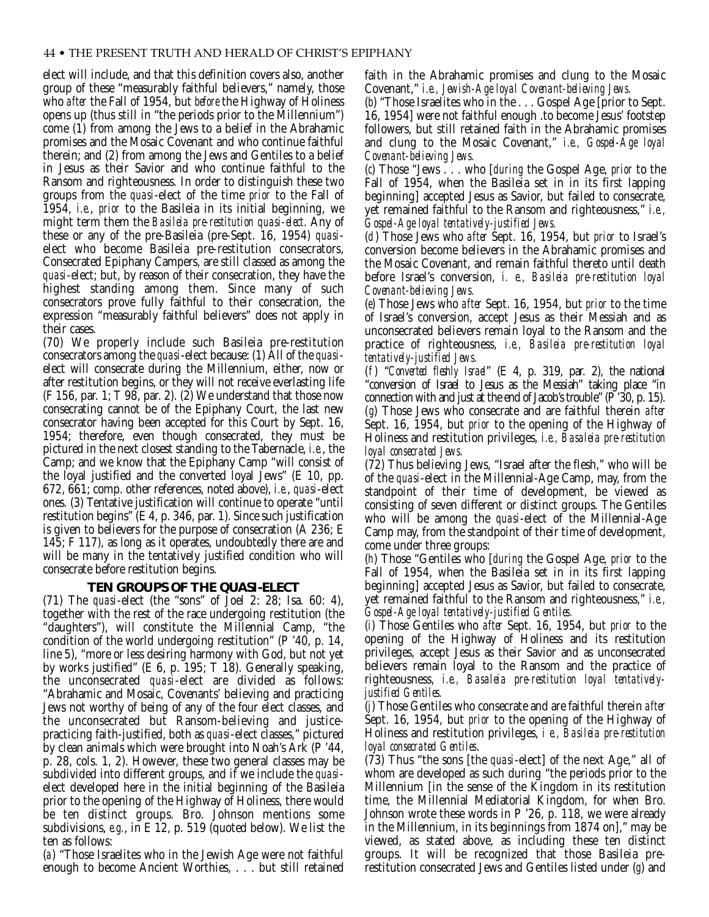elect will include, and that this definition covers also, another group of these "measurably faithful believers," namely, those who *after* the Fall of 1954, but *before* the Highway of Holiness opens up (thus still in "the periods prior to the Millennium") come (1) from among the Jews to a belief in the Abrahamic promises and the Mosaic Covenant and who continue faithful therein; and (2) from among the Jews and Gentiles to a belief in Jesus as their Savior and who continue faithful to the Ransom and righteousness. In order to distinguish these two groups from the *quasi*-elect of the time *prior* to the Fall of 1954, *i.e., prior* to the Basileia in its initial beginning, we might term them the *Basileia pre-restitution quasi-elect*. Any of these or any of the pre-Basileia (pre-Sept. 16, 1954) *quasi*-elect who become Basileia pre-restitution consecrators, Consecrated Epiphany Campers, are still classed as among the *quasi*-elect; but, by reason of their consecration, they have the highest standing among them. Since many of such consecrators prove fully faithful to their consecration, the expression "measurably faithful believers" does not apply in their cases.

(70) We properly include such Basileia pre-restitution consecrators among the *quasi*-elect because: (1) All of the *quasi*-elect will consecrate during the Millennium, either, now or after restitution begins, or they will not receive everlasting life (F 156, par. 1; T 98, par. 2). (2) We understand that those now consecrating cannot be of the Epiphany Court, the last new consecrator having been accepted for this Court by Sept. 16, 1954; therefore, even though consecrated, they must be pictured in the next closest standing to the Tabernacle, *i.e.*, the Camp; and we know that the Epiphany Camp "will consist of the loyal justified and the converted loyal Jews" (E 10, pp. 672, 661; comp. other references, noted above), *i.e.*, *quasi*-elect ones. (3) Tentative justification will continue to operate "until restitution begins" (E 4, p. 346, par. 1). Since such justification is given to believers for the purpose of consecration (A 236; E 145; F 117), as long as it operates, undoubtedly there are and will be many in the tentatively justified condition who will consecrate before restitution begins.

## TEN GROUPS OF THE QUASI-ELECT

(71) The *quasi*-elect (the "sons" of Joel 2: 28; Isa. 60: 4), together with the rest of the race undergoing restitution (the "daughters"), will constitute the Millennial Camp, "the condition of the world undergoing restitution" (P '40, p. 14, line 5), "more or less desiring harmony with God, but not yet by works justified" (E 6, p. 195; T 18). Generally speaking, the unconsecrated *quasi*-elect are divided as follows: "Abrahamic and Mosaic, Covenants' believing and practicing Jews not worthy of being of any of the four elect classes, and the unconsecrated but Ransom-believing and justice-practicing faith-justified, both as *quasi*-elect classes," pictured by clean animals which were brought into Noah's Ark (P '44, p. 28, cols. 1, 2). However, these two general classes may be subdivided into different groups, and if we include the *quasi*-elect developed here in the initial beginning of the Basileia prior to the opening of the Highway of Holiness, there would be ten distinct groups. Bro. Johnson mentions some subdivisions, *e.g.*, in E 12, p. 519 (quoted below). We list the ten as follows:

(*a*) "Those Israelites who in the Jewish Age were not faithful enough to become Ancient Worthies, . . . but still retained faith in the Abrahamic promises and clung to the Mosaic Covenant," *i.e., Jewish-Age loyal Covenant-believing Jews.*

(*b*) "Those Israelites who in the . . . Gospel Age [prior to Sept. 16, 1954] were not faithful enough .to become Jesus' footstep followers, but still retained faith in the Abrahamic promises and clung to the Mosaic Covenant," *i.e., Gospel-Age loyal Covenant-believing Jews.*

(*c*) Those "Jews . . . who [*during* the Gospel Age, *prior* to the Fall of 1954, when the Basileia set in in its first lapping beginning] accepted Jesus as Savior, but failed to consecrate, yet remained faithful to the Ransom and righteousness," *i.e., Gospel-Age loyal tentatively-justified Jews.*

(*d*) Those Jews who *after* Sept. 16, 1954, but *prior* to Israel's conversion become believers in the Abrahamic promises and the Mosaic Covenant, and remain faithful thereto until death before Israel's conversion, *i. e., Basileia pre-restitution loyal Covenant-believing Jews.*

(*e*) Those Jews who *after* Sept. 16, 1954, but *prior* to the time of Israel's conversion, accept Jesus as their Messiah and as unconsecrated believers remain loyal to the Ransom and the practice of righteousness, *i.e., Basileia pre-restitution loyal tentatively-justified Jews.*

(*f*) *"Converted fleshly Israel"* (E 4, p. 319, par. 2), the national "conversion of Israel to Jesus as the Messiah" taking place "in connection with and just at the end of Jacob's trouble" (P '30, p. 15).

(*g*) Those Jews who consecrate and are faithful therein *after* Sept. 16, 1954, but *prior* to the opening of the Highway of Holiness and restitution privileges, *i.e., Basaleia pre-restitution loyal consecrated Jews.*

(72) Thus believing Jews, "Israel after the flesh," who will be of the *quasi*-elect in the Millennial-Age Camp, may, from the standpoint of their time of development, be viewed as consisting of seven different or distinct groups. The Gentiles who will be among the *quasi*-elect of the Millennial-Age Camp may, from the standpoint of their time of development, come under three groups:

(*h*) Those "Gentiles who [*during* the Gospel Age, *prior* to the Fall of 1954, when the Basileia set in in its first lapping beginning] accepted Jesus as Savior, but failed to consecrate, yet remained faithful to the Ransom and righteousness," *i.e., Gospel-Age loyal tentatively-justified Gentiles.*

(*i*) Those Gentiles who *after* Sept. 16, 1954, but *prior* to the opening of the Highway of Holiness and its restitution privileges, accept Jesus as their Savior and as unconsecrated believers remain loyal to the Ransom and the practice of righteousness, *i.e., Basaleia pre-restitution loyal tentatively-justified Gentiles.*

(*j*) Those Gentiles who consecrate and are faithful therein *after* Sept. 16, 1954, but *prior* to the opening of the Highway of Holiness and restitution privileges, *i e., Basileia pre-restitution loyal consecrated Gentiles.*

(73) Thus "the sons [the *quasi*-elect] of the next Age," all of whom are developed as such during "the periods prior to the Millennium [in the sense of the Kingdom in its restitution time, the Millennial Mediatorial Kingdom, for when Bro. Johnson wrote these words in P '26, p. 118, we were already in the Millennium, in its beginnings from 1874 on]," may be viewed, as stated above, as including these ten distinct groups. It will be recognized that those Basileia pre-restitution consecrated Jews and Gentiles listed under (*g*) and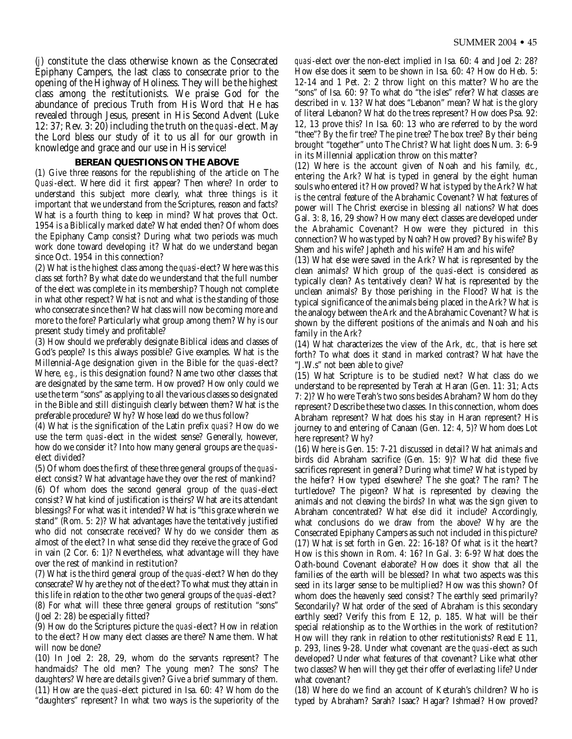(*j*) constitute the class otherwise known as the Consecrated Epiphany Campers, the last class to consecrate prior to the opening of the Highway of Holiness. They will be the highest class among the restitutionists. We praise God for the abundance of precious Truth from His Word that He has revealed through Jesus, present in His Second Advent (Luke 12: 37; Rev. 3: 20) including the truth on the *quasi*-elect. May the Lord bless our study of it to us all for our growth in knowledge and grace and our use in His service!

## BEREAN QUESTIONS ON THE ABOVE

(1) Give three reasons for the republishing of the article on The *Quasi*-elect. Where did it first appear? Then where? In order to understand this subject more clearly, what three things is it important that we understand from the Scriptures, reason and facts? What is a fourth thing to keep in mind? What proves that Oct. 1954 is a Biblically marked date? What ended then? Of whom does the Epiphany Camp consist? During what two periods was much work done toward developing it? What do we understand began since Oct. 1954 in this connection?

(2) What is the highest class among the *quasi*-elect? Where was this class set forth? By what date do we understand that the full number of the elect was complete in its membership? Though not complete in what other respect? What is not and what is the standing of those who consecrate since then? What class will now be coming more and more to the fore? Particularly what group among them? Why is our present study timely and profitable?

(3) How should we preferably designate Biblical ideas and classes of God's people? Is this always possible? Give examples. What is the Millennial-Age designation given in the Bible for the *quasi*-elect? Where, *e.g.*, is this designation found? Name two other classes that are designated by the same term. How proved? How only could we use the term "sons" as applying to all the various classes so designated in the Bible and still distinguish clearly between them? What is the preferable procedure? Why? Whose lead do we thus follow?

(4) What is the signification of the Latin prefix *quasi*? How do we use the term *quasi*-elect in the widest sense? Generally, however, how do we consider it? Into how many general groups are the *quasi*-elect divided?

(5) Of whom does the first of these three general groups of the *quasi*-elect consist? What advantage have they over the rest of mankind?

(6) Of whom does the second general group of the *quasi*-elect consist? What kind of justification is theirs? What are its attendant blessings? For what was it intended? What is "this grace wherein we stand" (Rom. 5: 2)? What advantages have the tentatively justified who did not consecrate received? Why do we consider them as almost of the elect? In what sense did they receive the grace of God in vain (2 Cor. 6: 1)? Nevertheless, what advantage will they have over the rest of mankind in restitution?

(7) What is the third general group of the *quasi*-elect? When do they consecrate? Why are they not of the elect? To what must they attain in this life in relation to the other two general groups of the *quasi*-elect?

(8) For what will these three general groups of restitution "sons" (Joel 2: 28) be especially fitted?

(9) How do the Scriptures picture the *quasi*-elect? How in relation to the elect? How many elect classes are there? Name them. What will now be done?

(10) In Joel 2: 28, 29, whom do the servants represent? The handmaids? The old men? The young men? The sons? The daughters? Where are details given? Give a brief summary of them.

(11) How are the *quasi*-elect pictured in Isa. 60: 4? Whom do the "daughters" represent? In what two ways is the superiority of the *quasi*-elect over the non-elect implied in Isa. 60: 4 and Joel 2: 28? How else does it seem to be shown in Isa. 60: 4? How do Heb. 5: 12-14 and 1 Pet. 2: 2 throw light on this matter? Who are the "sons" of Isa. 60: 9? To what do "the isles" refer? What classes are described in v. 13? What does "Lebanon" mean? What is the glory of literal Lebanon? What do the trees represent? How does Psa. 92: 12, 13 prove this? In Isa. 60: 13 who are referred to by the word "thee"? By the fir tree? The pine tree? The box tree? By their being brought "together" unto The Christ? What light does Num. 3: 6-9 in its Millennial application throw on this matter?

(12) Where is the account given of Noah and his family, *etc.*, entering the Ark? What is typed in general by the eight human souls who entered it? How proved? What is typed by the Ark? What is the central feature of the Abrahamic Covenant? What features of power will The Christ exercise in blessing all nations? What does Gal. 3: 8, 16, 29 show? How many elect classes are developed under the Abrahamic Covenant? How were they pictured in this connection? Who was typed by Noah? How proved? By his wife? By Shem and his wife? Japheth and his wife? Ham and his wife?

(13) What else were saved in the Ark? What is represented by the clean animals? Which group of the *quasi*-elect is considered as typically clean? As tentatively clean? What is represented by the unclean animals? By those perishing in the Flood? What is the typical significance of the animals being placed in the Ark? What is the analogy between the Ark and the Abrahamic Covenant? What is shown by the different positions of the animals and Noah and his family in the Ark?

(14) What characterizes the view of the Ark, *etc.,* that is here set forth? To what does it stand in marked contrast? What have the "J.W.s" not been able to give?

(15) What Scripture is to be studied next? What class do we understand to be represented by Terah at Haran (Gen. 11: 31; Acts 7: 2)? Who were Terah's two sons besides Abraham? Whom do they represent? Describe these two classes. In this connection, whom does Abraham represent? What does his stay in Haran represent? His journey to and entering of Canaan (Gen. 12: 4, 5)? Whom does Lot here represent? Why?

(16) Where is Gen. 15: 7-21 discussed in detail? What animals and birds did Abraham sacrifice (Gen. 15: 9)? What did these five sacrifices represent in general? During what time? What is typed by the heifer? How typed elsewhere? The she goat? The ram? The turtledove? The pigeon? What is represented by cleaving the animals and not cleaving the birds? In what was the sign given to Abraham concentrated? What else did it include? Accordingly, what conclusions do we draw from the above? Why are the Consecrated Epiphany Campers as such not included in this picture?

(17) What is set forth in Gen. 22: 16-18? Of what is it the heart? How is this shown in Rom. 4: 16? In Gal. 3: 6-9? What does the Oath-bound Covenant elaborate? How does it show that all the families of the earth will be blessed? In what two aspects was this seed in its larger sense to be multiplied? How was this shown? Of whom does the heavenly seed consist? The earthly seed primarily? Secondarily? What order of the seed of Abraham is this secondary earthly seed? Verify this from E 12, p. 185. What will be their special relationship as to the Worthies in the work of restitution? How will they rank in relation to other restitutionists? Read E 11, p. 293, lines 9-28. Under what covenant are the *quasi*-elect as such developed? Under what features of that covenant? Like what other two classes? When will they get their offer of everlasting life? Under what covenant?

(18) Where do we find an account of Keturah's children? Who is typed by Abraham? Sarah? Isaac? Hagar? Ishmael? How proved?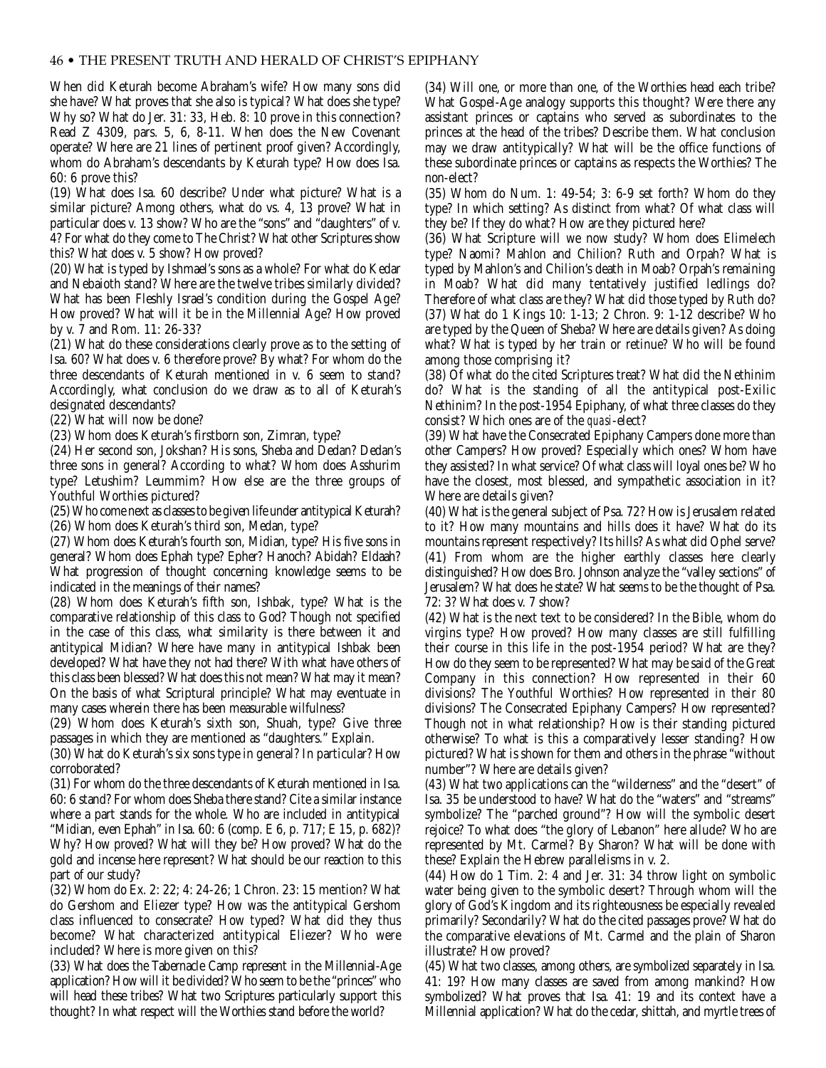When did Keturah become Abraham's wife? How many sons did she have? What proves that she also is typical? What does she type? Why so? What do Jer. 31: 33, Heb. 8: 10 prove in this connection? Read Z 4309, pars. 5, 6, 8-11. When does the New Covenant operate? Where are 21 lines of pertinent proof given? Accordingly, whom do Abraham's descendants by Keturah type? How does Isa. 60: 6 prove this?

(19) What does Isa. 60 describe? Under what picture? What is a similar picture? Among others, what do vs. 4, 13 prove? What in particular does v. 13 show? Who are the "sons" and "daughters" of v. 4? For what do they come to The Christ? What other Scriptures show this? What does v. 5 show? How proved?

(20) What is typed by Ishmael's sons as a whole? For what do Kedar and Nebaioth stand? Where are the twelve tribes similarly divided? What has been Fleshly Israel's condition during the Gospel Age? How proved? What will it be in the Millennial Age? How proved by v. 7 and Rom. 11: 26-33?

(21) What do these considerations clearly prove as to the setting of Isa. 60? What does v. 6 therefore prove? By what? For whom do the three descendants of Keturah mentioned in v. 6 seem to stand? Accordingly, what conclusion do we draw as to all of Keturah's designated descendants?

(22) What will now be done?

(23) Whom does Keturah's firstborn son, Zimran, type?

(24) Her second son, Jokshan? His sons, Sheba and Dedan? Dedan's three sons in general? According to what? Whom does Asshurim type? Letushim? Leummim? How else are the three groups of Youthful Worthies pictured?

(25) Who come next as classes to be given life under antitypical Keturah?

(26) Whom does Keturah's third son, Medan, type?

(27) Whom does Keturah's fourth son, Midian, type? His five sons in general? Whom does Ephah type? Epher? Hanoch? Abidah? Eldaah? What progression of thought concerning knowledge seems to be indicated in the meanings of their names?

(28) Whom does Keturah's fifth son, Ishbak, type? What is the comparative relationship of this class to God? Though not specified in the case of this class, what similarity is there between it and antitypical Midian? Where have many in antitypical Ishbak been developed? What have they not had there? With what have others of this class been blessed? What does this not mean? What may it mean? On the basis of what Scriptural principle? What may eventuate in many cases wherein there has been measurable wilfulness?

(29) Whom does Keturah's sixth son, Shuah, type? Give three passages in which they are mentioned as "daughters." Explain.

(30) What do Keturah's six sons type in general? In particular? How corroborated?

(31) For whom do the three descendants of Keturah mentioned in Isa. 60: 6 stand? For whom does Sheba there stand? Cite a similar instance where a part stands for the whole. Who are included in antitypical "Midian, even Ephah" in Isa. 60: 6 (comp. E 6, p. 717; E 15, p. 682)? Why? How proved? What will they be? How proved? What do the gold and incense here represent? What should be our reaction to this part of our study?

(32) Whom do Ex. 2: 22; 4: 24-26; 1 Chron. 23: 15 mention? What do Gershom and Eliezer type? How was the antitypical Gershom class influenced to consecrate? How typed? What did they thus become? What characterized antitypical Eliezer? Who were included? Where is more given on this?

(33) What does the Tabernacle Camp represent in the Millennial-Age application? How will it be divided? Who seem to be the "princes" who will head these tribes? What two Scriptures particularly support this thought? In what respect will the Worthies stand before the world?

(34) Will one, or more than one, of the Worthies head each tribe? What Gospel-Age analogy supports this thought? Were there any assistant princes or captains who served as subordinates to the princes at the head of the tribes? Describe them. What conclusion may we draw antitypically? What will be the office functions of these subordinate princes or captains as respects the Worthies? The non-elect?

(35) Whom do Num. 1: 49-54; 3: 6-9 set forth? Whom do they type? In which setting? As distinct from what? Of what class will they be? If they do what? How are they pictured here?

(36) What Scripture will we now study? Whom does Elimelech type? Naomi? Mahlon and Chilion? Ruth and Orpah? What is typed by Mahlon's and Chilion's death in Moab? Orpah's remaining in Moab? What did many tentatively justified ledlings do? Therefore of what class are they? What did those typed by Ruth do?

(37) What do 1 Kings 10: 1-13; 2 Chron. 9: 1-12 describe? Who are typed by the Queen of Sheba? Where are details given? As doing what? What is typed by her train or retinue? Who will be found among those comprising it?

(38) Of what do the cited Scriptures treat? What did the Nethinim do? What is the standing of all the antitypical post-Exilic Nethinim? In the post-1954 Epiphany, of what three classes do they consist? Which ones are of the *quasi*-elect?

(39) What have the Consecrated Epiphany Campers done more than other Campers? How proved? Especially which ones? Whom have they assisted? In what service? Of what class will loyal ones be? Who have the closest, most blessed, and sympathetic association in it? Where are details given?

(40) What is the general subject of Psa. 72? How is Jerusalem related to it? How many mountains and hills does it have? What do its mountains represent respectively? Its hills? As what did Ophel serve?

(41) From whom are the higher earthly classes here clearly distinguished? How does Bro. Johnson analyze the "valley sections" of Jerusalem? What does he state? What seems to be the thought of Psa. 72: 3? What does v. 7 show?

(42) What is the next text to be considered? In the Bible, whom do virgins type? How proved? How many classes are still fulfilling their course in this life in the post-1954 period? What are they? How do they seem to be represented? What may be said of the Great Company in this connection? How represented in their 60 divisions? The Youthful Worthies? How represented in their 80 divisions? The Consecrated Epiphany Campers? How represented? Though not in what relationship? How is their standing pictured otherwise? To what is this a comparatively lesser standing? How pictured? What is shown for them and others in the phrase "without number"? Where are details given?

(43) What two applications can the "wilderness" and the "desert" of Isa. 35 be understood to have? What do the "waters" and "streams" symbolize? The "parched ground"? How will the symbolic desert rejoice? To what does "the glory of Lebanon" here allude? Who are represented by Mt. Carmel? By Sharon? What will be done with these? Explain the Hebrew parallelisms in v. 2.

(44) How do 1 Tim. 2: 4 and Jer. 31: 34 throw light on symbolic water being given to the symbolic desert? Through whom will the glory of God's Kingdom and its righteousness be especially revealed primarily? Secondarily? What do the cited passages prove? What do the comparative elevations of Mt. Carmel and the plain of Sharon illustrate? How proved?

(45) What two classes, among others, are symbolized separately in Isa. 41: 19? How many classes are saved from among mankind? How symbolized? What proves that Isa. 41: 19 and its context have a Millennial application? What do the cedar, shittah, and myrtle trees of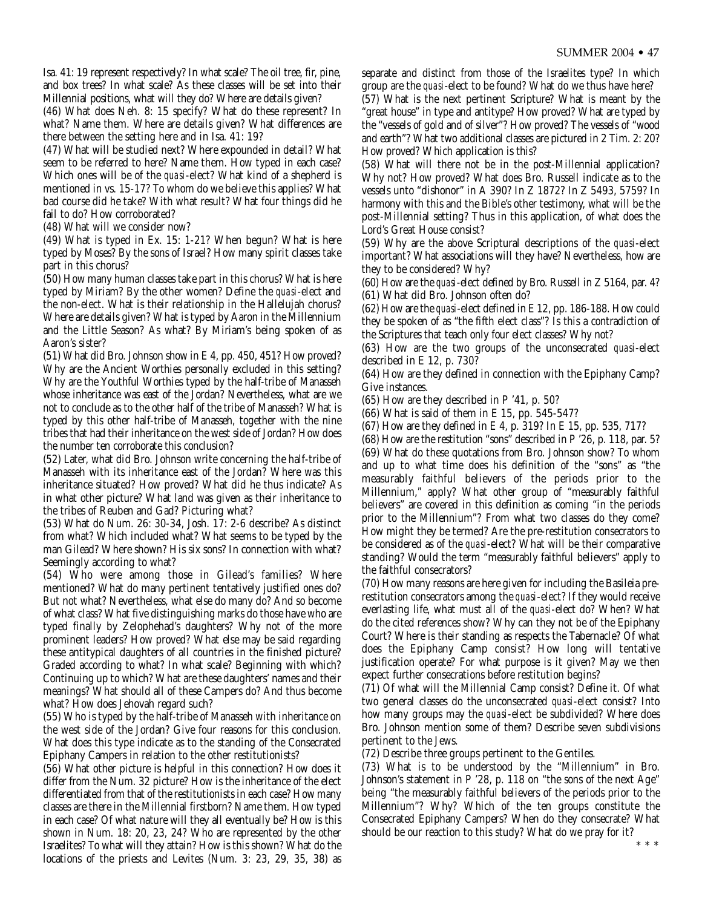Isa. 41: 19 represent respectively? In what scale? The oil tree, fir, pine, and box trees? In what scale? As these classes will be set into their Millennial positions, what will they do? Where are details given?

(46) What does Neh. 8: 15 specify? What do these represent? In what? Name them. Where are details given? What differences are there between the setting here and in Isa. 41: 19?

(47) What will be studied next? Where expounded in detail? What seem to be referred to here? Name them. How typed in each case? Which ones will be of the *quasi*-elect? What kind of a shepherd is mentioned in vs. 15-17? To whom do we believe this applies? What bad course did he take? With what result? What four things did he fail to do? How corroborated?

(48) What will we consider now?

(49) What is typed in Ex. 15: 1-21? When begun? What is here typed by Moses? By the sons of Israel? How many spirit classes take part in this chorus?

(50) How many human classes take part in this chorus? What is here typed by Miriam? By the other women? Define the *quasi*-elect and the non-elect. What is their relationship in the Hallelujah chorus? Where are details given? What is typed by Aaron in the Millennium and the Little Season? As what? By Miriam's being spoken of as Aaron's sister?

(51) What did Bro. Johnson show in E 4, pp. 450, 451? How proved? Why are the Ancient Worthies personally excluded in this setting? Why are the Youthful Worthies typed by the half-tribe of Manasseh whose inheritance was east of the Jordan? Nevertheless, what are we not to conclude as to the other half of the tribe of Manasseh? What is typed by this other half-tribe of Manasseh, together with the nine tribes that had their inheritance on the west side of Jordan? How does the number ten corroborate this conclusion?

(52) Later, what did Bro. Johnson write concerning the half-tribe of Manasseh with its inheritance east of the Jordan? Where was this inheritance situated? How proved? What did he thus indicate? As in what other picture? What land was given as their inheritance to the tribes of Reuben and Gad? Picturing what?

(53) What do Num. 26: 30-34, Josh. 17: 2-6 describe? As distinct from what? Which included what? What seems to be typed by the man Gilead? Where shown? His six sons? In connection with what? Seemingly according to what?

(54) Who were among those in Gilead's families? Where mentioned? What do many pertinent tentatively justified ones do? But not what? Nevertheless, what else do many do? And so become of what class? What five distinguishing marks do those have who are typed finally by Zelophehad's daughters? Why not of the more prominent leaders? How proved? What else may be said regarding these antitypical daughters of all countries in the finished picture? Graded according to what? In what scale? Beginning with which? Continuing up to which? What are these daughters' names and their meanings? What should all of these Campers do? And thus become what? How does Jehovah regard such?

(55) Who is typed by the half-tribe of Manasseh with inheritance on the west side of the Jordan? Give four reasons for this conclusion. What does this type indicate as to the standing of the Consecrated Epiphany Campers in relation to the other restitutionists?

(56) What other picture is helpful in this connection? How does it differ from the Num. 32 picture? How is the inheritance of the elect differentiated from that of the restitutionists in each case? How many classes are there in the Millennial firstborn? Name them. How typed in each case? Of what nature will they all eventually be? How is this shown in Num. 18: 20, 23, 24? Who are represented by the other Israelites? To what will they attain? How is this shown? What do the locations of the priests and Levites (Num. 3: 23, 29, 35, 38) as separate and distinct from those of the Israelites type? In which group are the *quasi*-elect to be found? What do we thus have here?

(57) What is the next pertinent Scripture? What is meant by the "great house" in type and antitype? How proved? What are typed by the "vessels of gold and of silver"? How proved? The vessels of "wood and earth"? What two additional classes are pictured in 2 Tim. 2: 20? How proved? Which application is this?

(58) What will there not be in the post-Millennial application? Why not? How proved? What does Bro. Russell indicate as to the vessels unto "dishonor" in A 390? In Z 1872? In Z 5493, 5759? In harmony with this and the Bible's other testimony, what will be the post-Millennial setting? Thus in this application, of what does the Lord's Great House consist?

(59) Why are the above Scriptural descriptions of the *quasi*-elect important? What associations will they have? Nevertheless, how are they to be considered? Why?

(60) How are the *quasi*-elect defined by Bro. Russell in Z 5164, par. 4?

(61) What did Bro. Johnson often do?

(62) How are the *quasi*-elect defined in E 12, pp. 186-188. How could they be spoken of as "the fifth elect class"? Is this a contradiction of the Scriptures that teach only four elect classes? Why not?

(63) How are the two groups of the unconsecrated *quasi*-elect described in E 12, p. 730?

(64) How are they defined in connection with the Epiphany Camp? Give instances.

(65) How are they described in P '41, p. 50?

(66) What is said of them in E 15, pp. 545-547?

(67) How are they defined in E 4, p. 319? In E 15, pp. 535, 717?

(68) How are the restitution "sons" described in P '26, p. 118, par. 5?

(69) What do these quotations from Bro. Johnson show? To whom and up to what time does his definition of the "sons" as "the measurably faithful believers of the periods prior to the Millennium," apply? What other group of "measurably faithful believers" are covered in this definition as coming "in the periods prior to the Millennium"? From what two classes do they come? How might they be termed? Are the pre-restitution consecrators to be considered as of the *quasi*-elect? What will be their comparative standing? Would the term "measurably faithful believers" apply to the faithful consecrators?

(70) How many reasons are here given for including the Basileia pre-restitution consecrators among the *quasi*-elect? If they would receive everlasting life, what must all of the *quasi*-elect do? When? What do the cited references show? Why can they not be of the Epiphany Court? Where is their standing as respects the Tabernacle? Of what does the Epiphany Camp consist? How long will tentative justification operate? For what purpose is it given? May we then expect further consecrations before restitution begins?

(71) Of what will the Millennial Camp consist? Define it. Of what two general classes do the unconsecrated *quasi*-elect consist? Into how many groups may the *quasi*-elect be subdivided? Where does Bro. Johnson mention some of them? Describe seven subdivisions pertinent to the Jews.

(72) Describe three groups pertinent to the Gentiles.

(73) What is to be understood by the "Millennium" in Bro. Johnson's statement in P '28, p. 118 on "the sons of the next Age" being "the measurably faithful believers of the periods prior to the Millennium"? Why? Which of the ten groups constitute the Consecrated Epiphany Campers? When do they consecrate? What should be our reaction to this study? What do we pray for it?

\* \* \*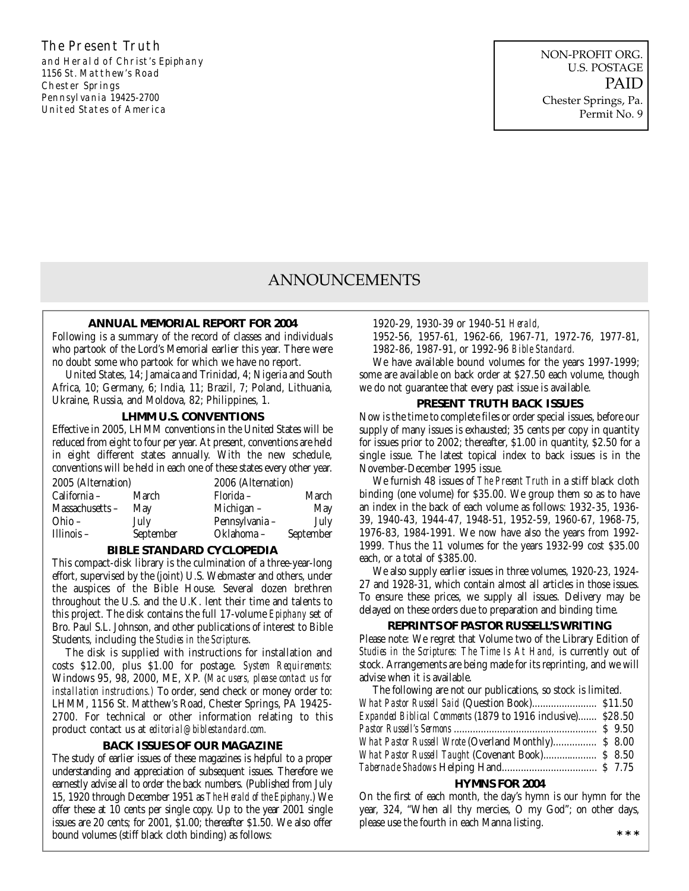The Present Truth
and Herald of Christ's Epiphany
1156 St. Matthew's Road
Chester Springs
Pennsylvania 19425-2700
United States of America

NON-PROFIT ORG.
U.S. POSTAGE
PAID
Chester Springs, Pa.
Permit No. 9

# ANNOUNCEMENTS

### ANNUAL MEMORIAL REPORT FOR 2004

Following is a summary of the record of classes and individuals who partook of the Lord's Memorial earlier this year. There were no doubt some who partook for which we have no report.

United States, 14; Jamaica and Trinidad, 4; Nigeria and South Africa, 10; Germany, 6; India, 11; Brazil, 7; Poland, Lithuania, Ukraine, Russia, and Moldova, 82; Philippines, 1.

### LHMM U.S. CONVENTIONS

Effective in 2005, LHMM conventions in the United States will be reduced from eight to four per year. At present, conventions are held in eight different states annually. With the new schedule, conventions will be held in each one of these states every other year.

| 2005 (Alternation) | | 2006 (Alternation) | |
|---|---|---|---|
| California – | March | Florida – | March |
| Massachusetts – | May | Michigan – | May |
| Ohio – | July | Pennsylvania – | July |
| Illinois – | September | Oklahoma – | September |

### BIBLE STANDARD CYCLOPEDIA

This compact-disk library is the culmination of a three-year-long effort, supervised by the (joint) U.S. Webmaster and others, under the auspices of the Bible House. Several dozen brethren throughout the U.S. and the U.K. lent their time and talents to this project. The disk contains the full 17-volume *Epiphany* set of Bro. Paul S.L. Johnson, and other publications of interest to Bible Students, including the *Studies in the Scriptures*.

The disk is supplied with instructions for installation and costs $12.00, plus $1.00 for postage. *System Requirements:* Windows 95, 98, 2000, ME, XP. (*Mac users, please contact us for installation instructions.*) To order, send check or money order to: LHMM, 1156 St. Matthew's Road, Chester Springs, PA 19425-2700. For technical or other information relating to this product contact us at *editorial@biblestandard.com.*

### BACK ISSUES OF OUR MAGAZINE

The study of earlier issues of these magazines is helpful to a proper understanding and appreciation of subsequent issues. Therefore we earnestly advise all to order the back numbers. (Published from July 15, 1920 through December 1951 as *The Herald of the Epiphany*.) We offer these at 10 cents per single copy. Up to the year 2001 single issues are 20 cents; for 2001, $1.00; thereafter $1.50. We also offer bound volumes (stiff black cloth binding) as follows:

1920-29, 1930-39 or 1940-51 *Herald*,
1952-56, 1957-61, 1962-66, 1967-71, 1972-76, 1977-81, 1982-86, 1987-91, or 1992-96 *Bible Standard.*

We have available bound volumes for the years 1997-1999; some are available on back order at $27.50 each volume, though we do not guarantee that every past issue is available.

### PRESENT TRUTH BACK ISSUES

Now is the time to complete files or order special issues, before our supply of many issues is exhausted; 35 cents per copy in quantity for issues prior to 2002; thereafter, $1.00 in quantity, $2.50 for a single issue. The latest topical index to back issues is in the November-December 1995 issue.

We furnish 48 issues of *The Present Truth* in a stiff black cloth binding (one volume) for $35.00. We group them so as to have an index in the back of each volume as follows: 1932-35, 1936-39, 1940-43, 1944-47, 1948-51, 1952-59, 1960-67, 1968-75, 1976-83, 1984-1991. We now have also the years from 1992-1999. Thus the 11 volumes for the years 1932-99 cost $35.00 each, or a total of $385.00.

We also supply earlier issues in three volumes, 1920-23, 1924-27 and 1928-31, which contain almost all articles in those issues. To ensure these prices, we supply all issues. Delivery may be delayed on these orders due to preparation and binding time.

### REPRINTS OF PASTOR RUSSELL'S WRITING

Please note: We regret that Volume two of the Library Edition of *Studies in the Scriptures: The Time Is At Hand,* is currently out of stock. Arrangements are being made for its reprinting, and we will advise when it is available.

The following are not our publications, so stock is limited.

| | |
|---|---|
| *What Pastor Russell Said* (Question Book) | $11.50 |
| *Expanded Biblical Comments* (1879 to 1916 inclusive) | $28.50 |
| *Pastor Russell's Sermons* | $ 9.50 |
| *What Pastor Russell Wrote* (Overland Monthly) | $ 8.00 |
| *What Pastor Russell Taught* (Covenant Book) | $ 8.50 |
| *Tabernacle Shadows* Helping Hand | $ 7.75 |

### HYMNS FOR 2004

On the first of each month, the day's hymn is our hymn for the year, 324, "When all thy mercies, O my God"; on other days, please use the fourth in each Manna listing.

\* \* \*